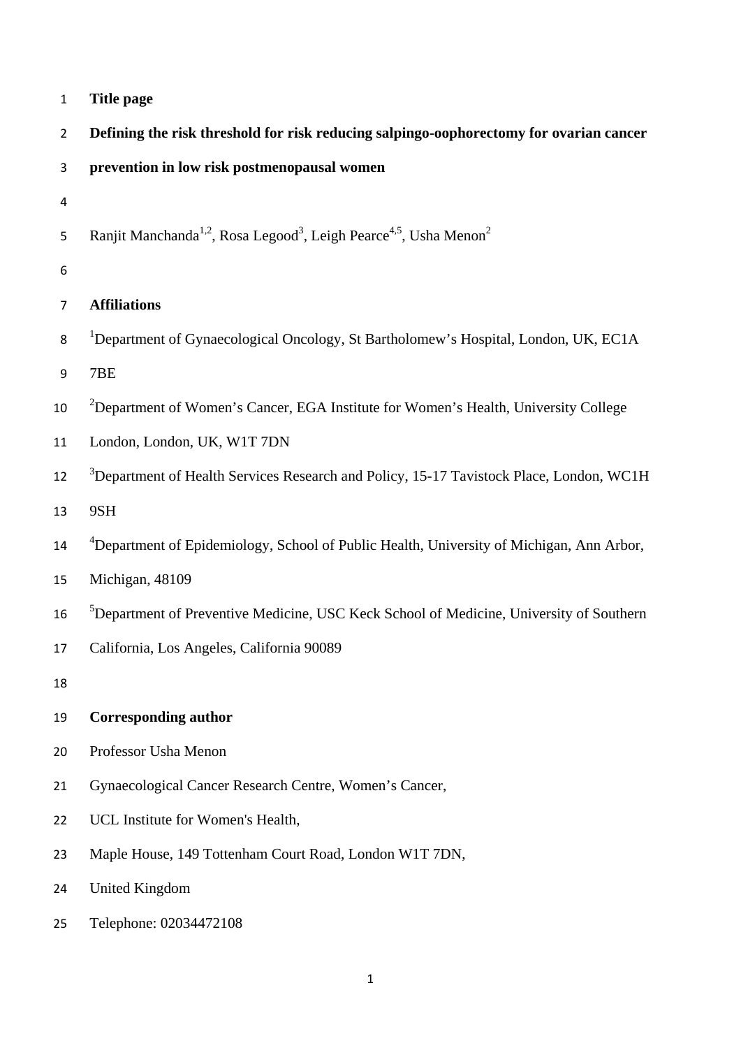**Title page**

# Defining the risk threshold for risk reducing salpingo-oophorectomy for ovarian cancer prevention in low risk postmenopausal women

Ranjit Manchanda[1,2], Rosa Legood[3], Leigh Pearce[4,5], Usha Menon[2]

**Affiliations**

[1]Department of Gynaecological Oncology, St Bartholomew's Hospital, London, UK, EC1A 7BE

[2]Department of Women's Cancer, EGA Institute for Women's Health, University College London, London, UK, W1T 7DN

[3]Department of Health Services Research and Policy, 15-17 Tavistock Place, London, WC1H 9SH

[4]Department of Epidemiology, School of Public Health, University of Michigan, Ann Arbor, Michigan, 48109

[5]Department of Preventive Medicine, USC Keck School of Medicine, University of Southern California, Los Angeles, California 90089

**Corresponding author**

Professor Usha Menon

Gynaecological Cancer Research Centre, Women's Cancer,

UCL Institute for Women's Health,

Maple House, 149 Tottenham Court Road, London W1T 7DN,

United Kingdom

Telephone: 02034472108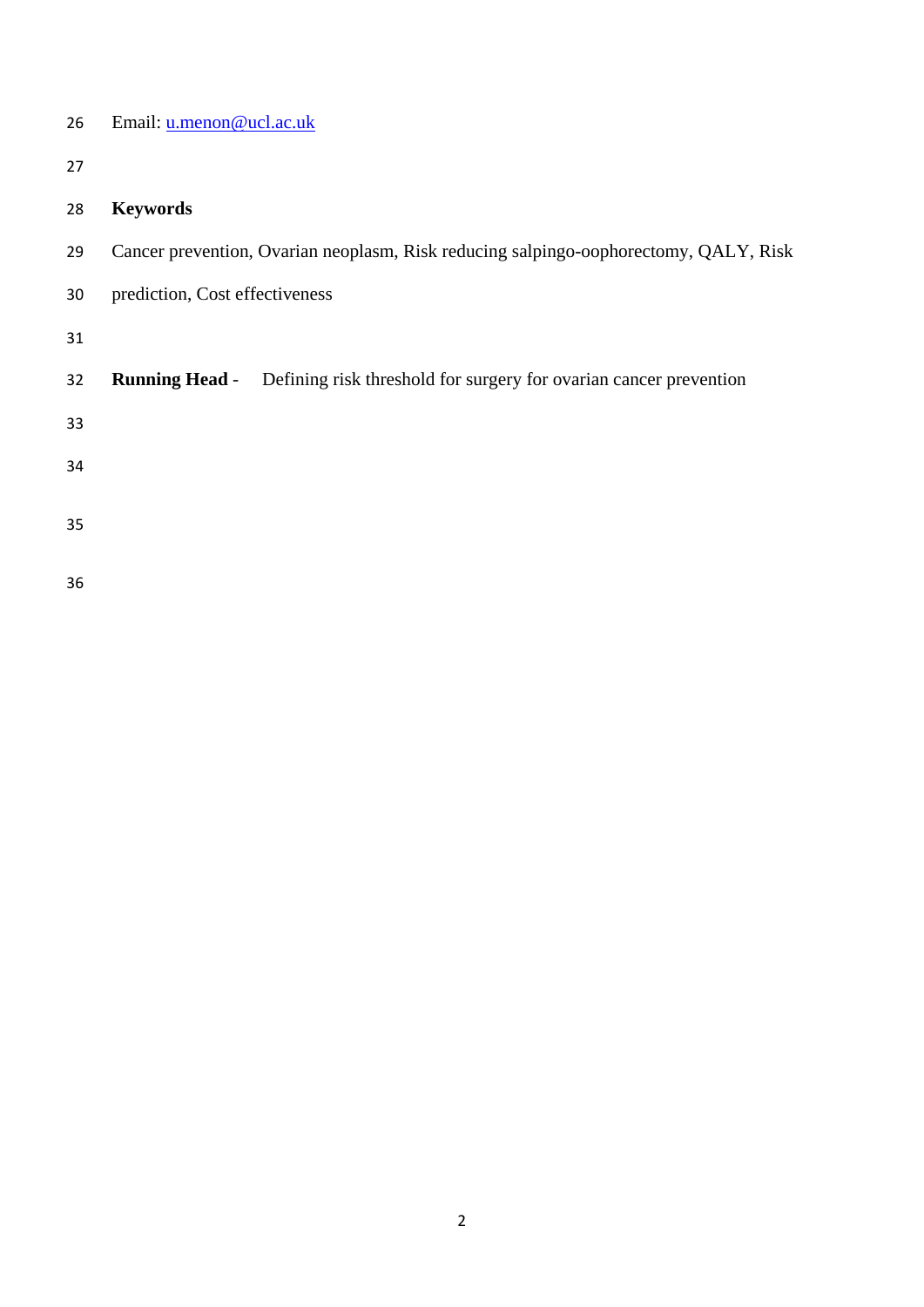Email: u.menon@ucl.ac.uk

**Keywords**

Cancer prevention, Ovarian neoplasm, Risk reducing salpingo-oophorectomy, QALY, Risk prediction, Cost effectiveness

**Running Head -** Defining risk threshold for surgery for ovarian cancer prevention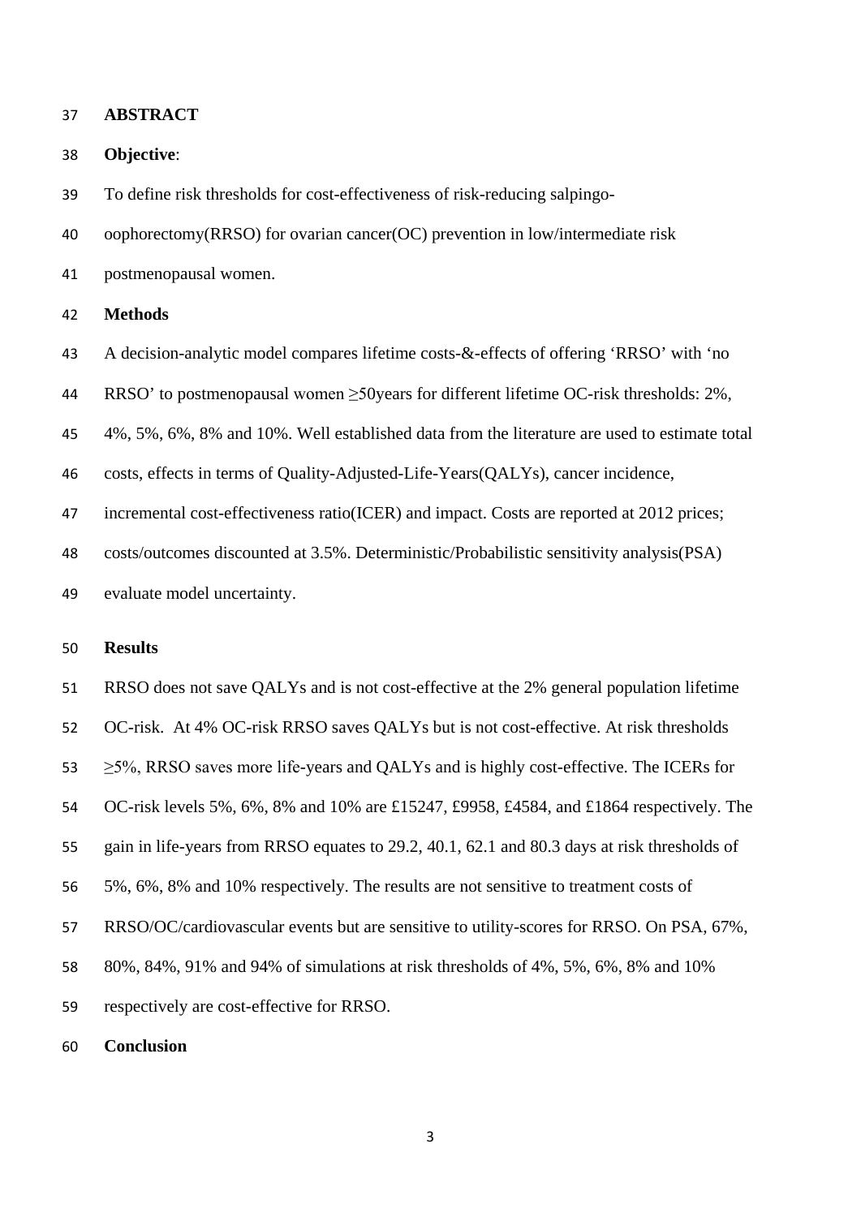## ABSTRACT

**Objective**:

To define risk thresholds for cost-effectiveness of risk-reducing salpingo-oophorectomy(RRSO) for ovarian cancer(OC) prevention in low/intermediate risk postmenopausal women.

**Methods**

A decision-analytic model compares lifetime costs-&-effects of offering 'RRSO' with 'no RRSO' to postmenopausal women ≥50years for different lifetime OC-risk thresholds: 2%, 4%, 5%, 6%, 8% and 10%. Well established data from the literature are used to estimate total costs, effects in terms of Quality-Adjusted-Life-Years(QALYs), cancer incidence, incremental cost-effectiveness ratio(ICER) and impact. Costs are reported at 2012 prices; costs/outcomes discounted at 3.5%. Deterministic/Probabilistic sensitivity analysis(PSA) evaluate model uncertainty.

**Results**

RRSO does not save QALYs and is not cost-effective at the 2% general population lifetime OC-risk. At 4% OC-risk RRSO saves QALYs but is not cost-effective. At risk thresholds ≥5%, RRSO saves more life-years and QALYs and is highly cost-effective. The ICERs for OC-risk levels 5%, 6%, 8% and 10% are £15247, £9958, £4584, and £1864 respectively. The gain in life-years from RRSO equates to 29.2, 40.1, 62.1 and 80.3 days at risk thresholds of 5%, 6%, 8% and 10% respectively. The results are not sensitive to treatment costs of RRSO/OC/cardiovascular events but are sensitive to utility-scores for RRSO. On PSA, 67%, 80%, 84%, 91% and 94% of simulations at risk thresholds of 4%, 5%, 6%, 8% and 10% respectively are cost-effective for RRSO.

**Conclusion**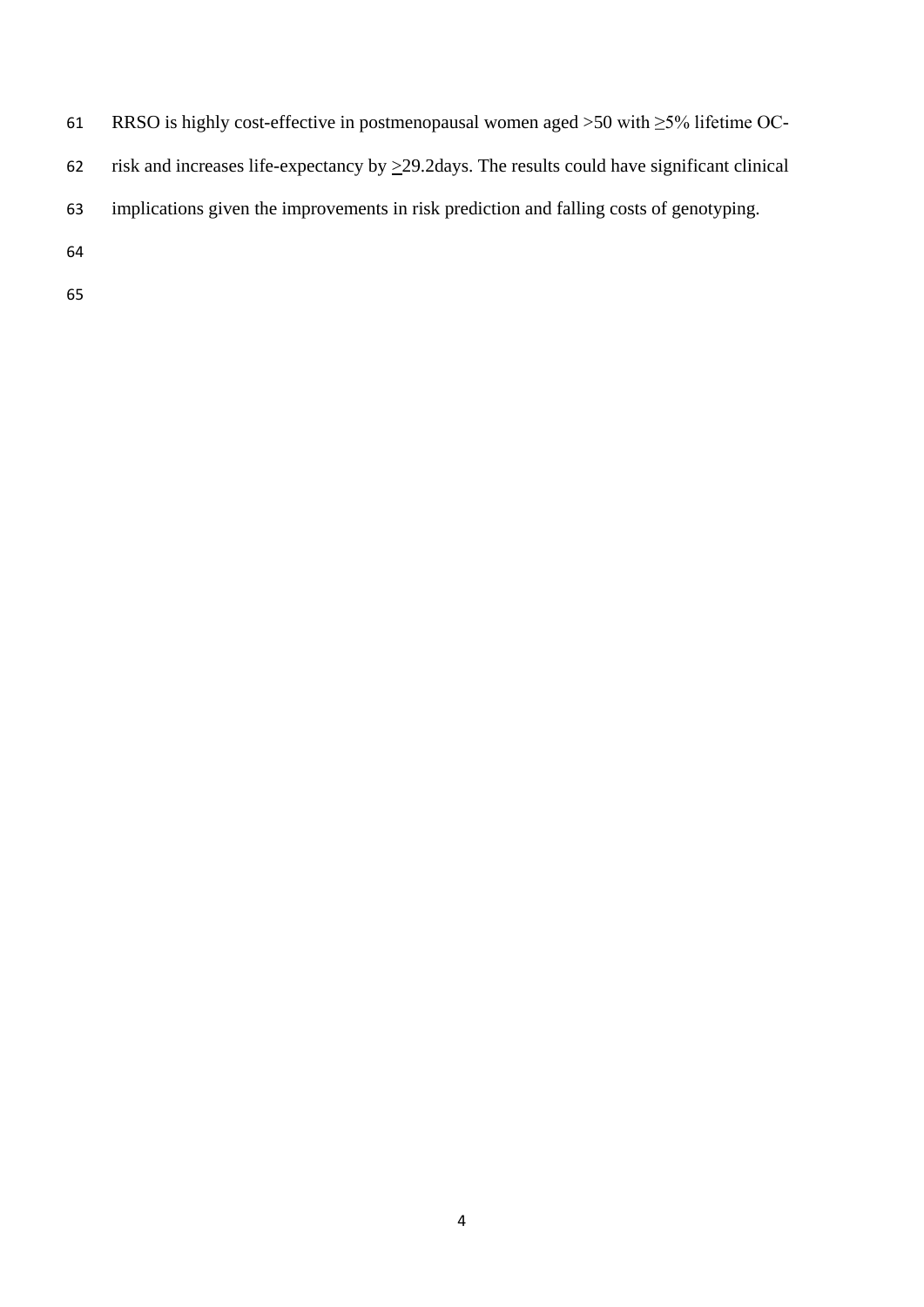RRSO is highly cost-effective in postmenopausal women aged >50 with ≥5% lifetime OC-risk and increases life-expectancy by ≥29.2days. The results could have significant clinical implications given the improvements in risk prediction and falling costs of genotyping.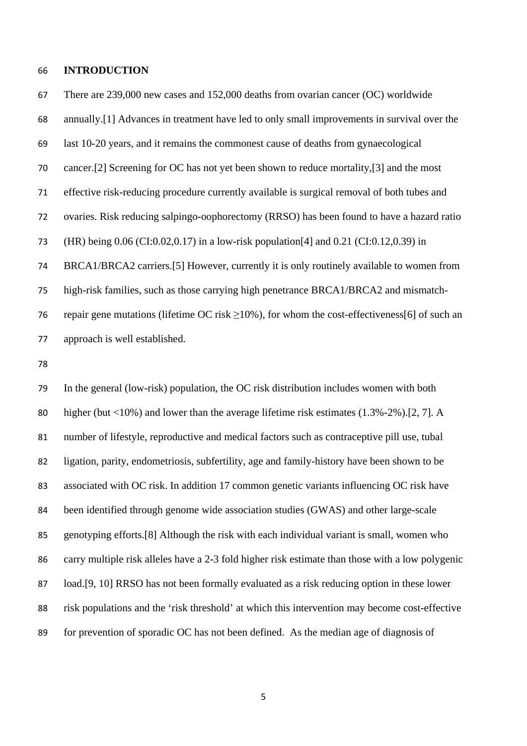## INTRODUCTION

There are 239,000 new cases and 152,000 deaths from ovarian cancer (OC) worldwide annually.[1] Advances in treatment have led to only small improvements in survival over the last 10-20 years, and it remains the commonest cause of deaths from gynaecological cancer.[2] Screening for OC has not yet been shown to reduce mortality,[3] and the most effective risk-reducing procedure currently available is surgical removal of both tubes and ovaries. Risk reducing salpingo-oophorectomy (RRSO) has been found to have a hazard ratio (HR) being 0.06 (CI:0.02,0.17) in a low-risk population[4] and 0.21 (CI:0.12,0.39) in BRCA1/BRCA2 carriers.[5] However, currently it is only routinely available to women from high-risk families, such as those carrying high penetrance BRCA1/BRCA2 and mismatch-repair gene mutations (lifetime OC risk ≥10%), for whom the cost-effectiveness[6] of such an approach is well established.

In the general (low-risk) population, the OC risk distribution includes women with both higher (but <10%) and lower than the average lifetime risk estimates (1.3%-2%).[2, 7]. A number of lifestyle, reproductive and medical factors such as contraceptive pill use, tubal ligation, parity, endometriosis, subfertility, age and family-history have been shown to be associated with OC risk. In addition 17 common genetic variants influencing OC risk have been identified through genome wide association studies (GWAS) and other large-scale genotyping efforts.[8] Although the risk with each individual variant is small, women who carry multiple risk alleles have a 2-3 fold higher risk estimate than those with a low polygenic load.[9, 10] RRSO has not been formally evaluated as a risk reducing option in these lower risk populations and the 'risk threshold' at which this intervention may become cost-effective for prevention of sporadic OC has not been defined. As the median age of diagnosis of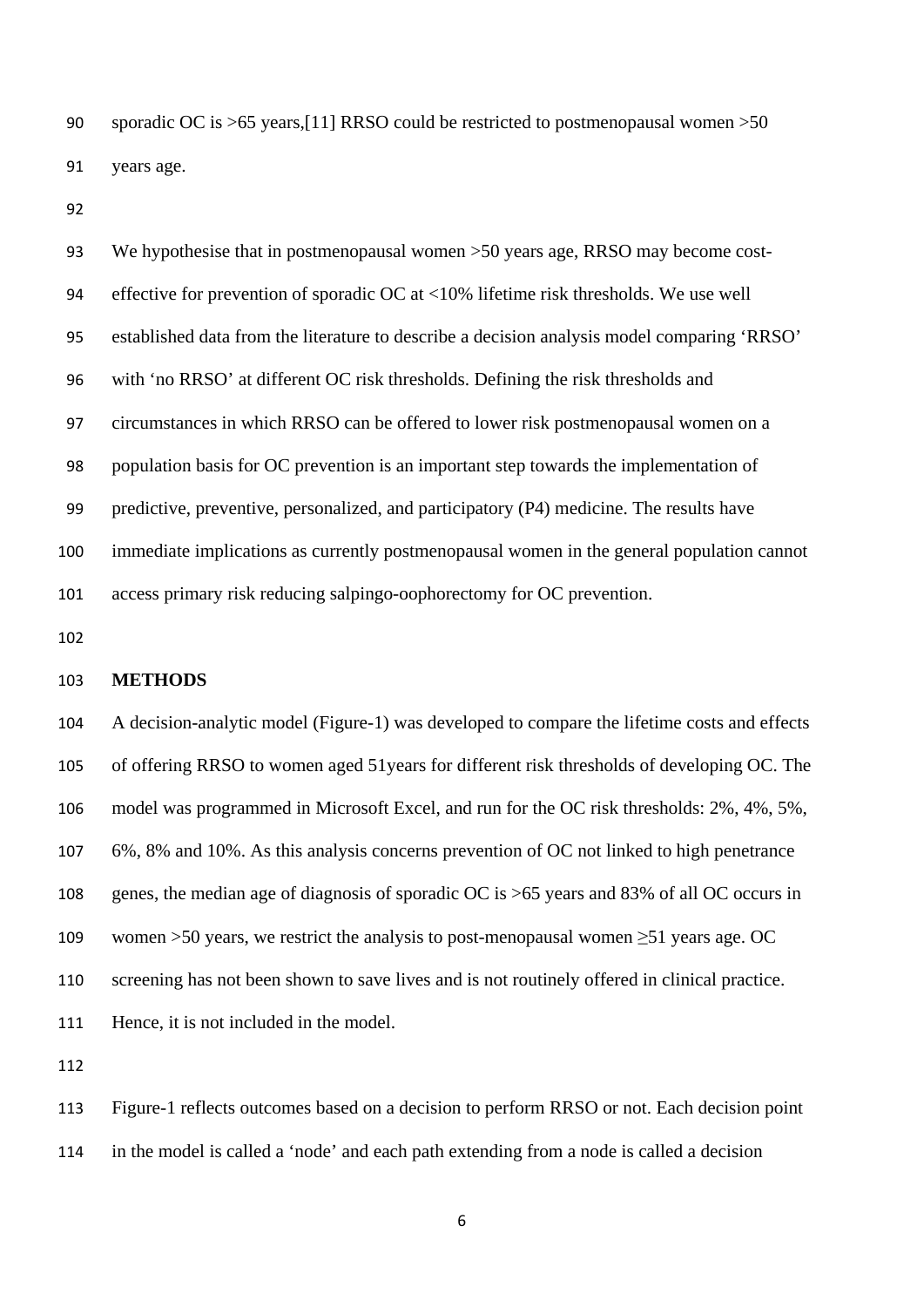sporadic OC is >65 years,[11] RRSO could be restricted to postmenopausal women >50 years age.

We hypothesise that in postmenopausal women >50 years age, RRSO may become cost-effective for prevention of sporadic OC at <10% lifetime risk thresholds. We use well established data from the literature to describe a decision analysis model comparing 'RRSO' with 'no RRSO' at different OC risk thresholds. Defining the risk thresholds and circumstances in which RRSO can be offered to lower risk postmenopausal women on a population basis for OC prevention is an important step towards the implementation of predictive, preventive, personalized, and participatory (P4) medicine. The results have immediate implications as currently postmenopausal women in the general population cannot access primary risk reducing salpingo-oophorectomy for OC prevention.

## METHODS

A decision-analytic model (Figure-1) was developed to compare the lifetime costs and effects of offering RRSO to women aged 51years for different risk thresholds of developing OC. The model was programmed in Microsoft Excel, and run for the OC risk thresholds: 2%, 4%, 5%, 6%, 8% and 10%. As this analysis concerns prevention of OC not linked to high penetrance genes, the median age of diagnosis of sporadic OC is >65 years and 83% of all OC occurs in women >50 years, we restrict the analysis to post-menopausal women ≥51 years age. OC screening has not been shown to save lives and is not routinely offered in clinical practice. Hence, it is not included in the model.

Figure-1 reflects outcomes based on a decision to perform RRSO or not. Each decision point in the model is called a 'node' and each path extending from a node is called a decision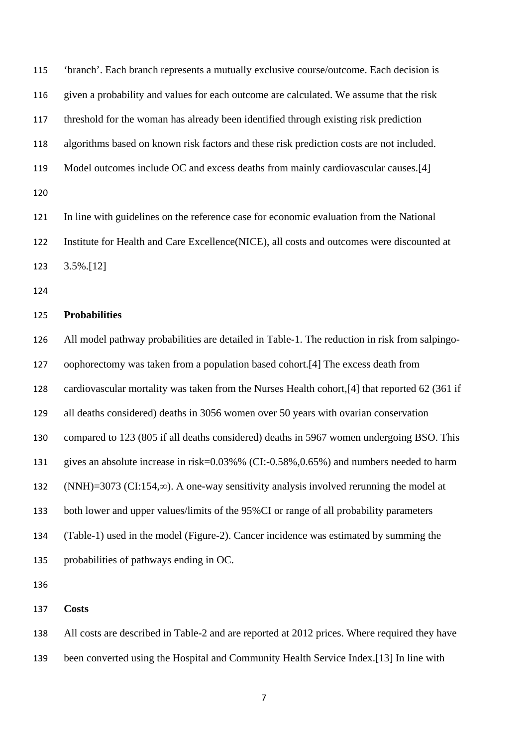'branch'. Each branch represents a mutually exclusive course/outcome. Each decision is given a probability and values for each outcome are calculated. We assume that the risk threshold for the woman has already been identified through existing risk prediction algorithms based on known risk factors and these risk prediction costs are not included. Model outcomes include OC and excess deaths from mainly cardiovascular causes.[4]

In line with guidelines on the reference case for economic evaluation from the National Institute for Health and Care Excellence(NICE), all costs and outcomes were discounted at 3.5%.[12]

**Probabilities**

All model pathway probabilities are detailed in Table-1. The reduction in risk from salpingo-oophorectomy was taken from a population based cohort.[4] The excess death from cardiovascular mortality was taken from the Nurses Health cohort,[4] that reported 62 (361 if all deaths considered) deaths in 3056 women over 50 years with ovarian conservation compared to 123 (805 if all deaths considered) deaths in 5967 women undergoing BSO. This gives an absolute increase in risk=0.03%% (CI:-0.58%,0.65%) and numbers needed to harm (NNH)=3073 (CI:154,∞). A one-way sensitivity analysis involved rerunning the model at both lower and upper values/limits of the 95%CI or range of all probability parameters (Table-1) used in the model (Figure-2). Cancer incidence was estimated by summing the probabilities of pathways ending in OC.

**Costs**

All costs are described in Table-2 and are reported at 2012 prices. Where required they have been converted using the Hospital and Community Health Service Index.[13] In line with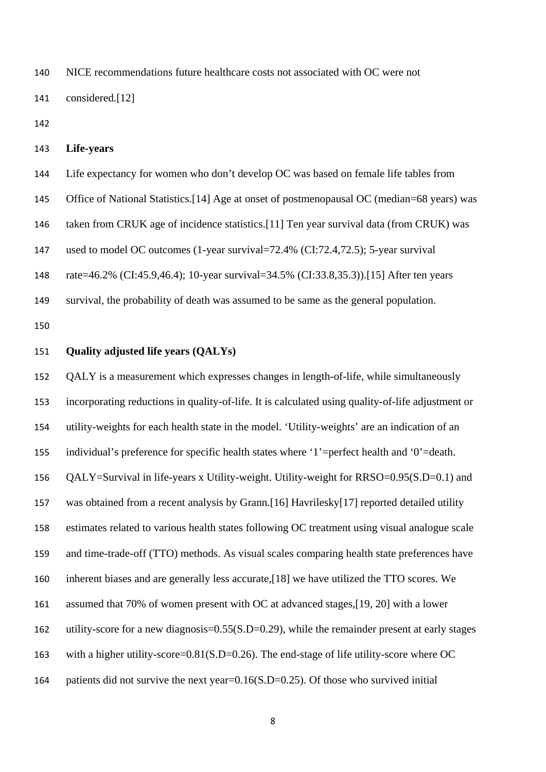NICE recommendations future healthcare costs not associated with OC were not considered.[12]

**Life-years**

Life expectancy for women who don't develop OC was based on female life tables from Office of National Statistics.[14] Age at onset of postmenopausal OC (median=68 years) was taken from CRUK age of incidence statistics.[11] Ten year survival data (from CRUK) was used to model OC outcomes (1-year survival=72.4% (CI:72.4,72.5); 5-year survival rate=46.2% (CI:45.9,46.4); 10-year survival=34.5% (CI:33.8,35.3)).[15] After ten years survival, the probability of death was assumed to be same as the general population.

**Quality adjusted life years (QALYs)**

QALY is a measurement which expresses changes in length-of-life, while simultaneously incorporating reductions in quality-of-life. It is calculated using quality-of-life adjustment or utility-weights for each health state in the model. 'Utility-weights' are an indication of an individual's preference for specific health states where '1'=perfect health and '0'=death. QALY=Survival in life-years x Utility-weight. Utility-weight for RRSO=0.95(S.D=0.1) and was obtained from a recent analysis by Grann.[16] Havrilesky[17] reported detailed utility estimates related to various health states following OC treatment using visual analogue scale and time-trade-off (TTO) methods. As visual scales comparing health state preferences have inherent biases and are generally less accurate,[18] we have utilized the TTO scores. We assumed that 70% of women present with OC at advanced stages,[19, 20] with a lower utility-score for a new diagnosis=0.55(S.D=0.29), while the remainder present at early stages with a higher utility-score=0.81(S.D=0.26). The end-stage of life utility-score where OC patients did not survive the next year=0.16(S.D=0.25). Of those who survived initial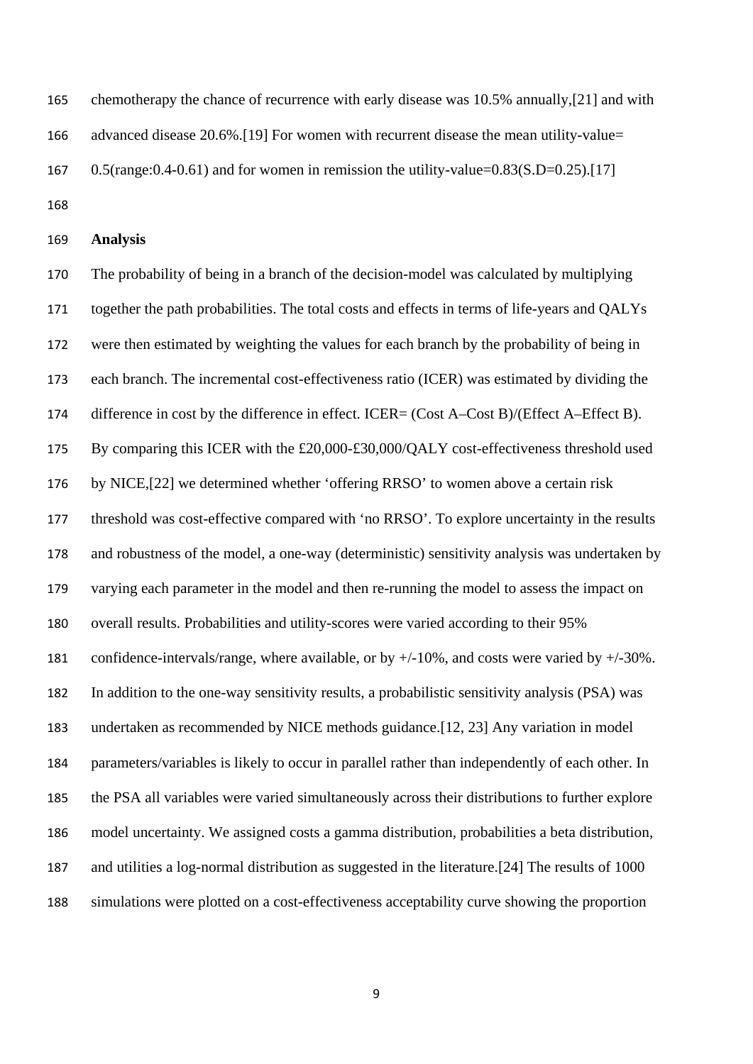chemotherapy the chance of recurrence with early disease was 10.5% annually,[21] and with advanced disease 20.6%.[19] For women with recurrent disease the mean utility-value= 0.5(range:0.4-0.61) and for women in remission the utility-value=0.83(S.D=0.25).[17]

**Analysis**

The probability of being in a branch of the decision-model was calculated by multiplying together the path probabilities. The total costs and effects in terms of life-years and QALYs were then estimated by weighting the values for each branch by the probability of being in each branch. The incremental cost-effectiveness ratio (ICER) was estimated by dividing the difference in cost by the difference in effect. ICER= (Cost A–Cost B)/(Effect A–Effect B). By comparing this ICER with the £20,000-£30,000/QALY cost-effectiveness threshold used by NICE,[22] we determined whether 'offering RRSO' to women above a certain risk threshold was cost-effective compared with 'no RRSO'. To explore uncertainty in the results and robustness of the model, a one-way (deterministic) sensitivity analysis was undertaken by varying each parameter in the model and then re-running the model to assess the impact on overall results. Probabilities and utility-scores were varied according to their 95% confidence-intervals/range, where available, or by +/-10%, and costs were varied by +/-30%. In addition to the one-way sensitivity results, a probabilistic sensitivity analysis (PSA) was undertaken as recommended by NICE methods guidance.[12, 23] Any variation in model parameters/variables is likely to occur in parallel rather than independently of each other. In the PSA all variables were varied simultaneously across their distributions to further explore model uncertainty. We assigned costs a gamma distribution, probabilities a beta distribution, and utilities a log-normal distribution as suggested in the literature.[24] The results of 1000 simulations were plotted on a cost-effectiveness acceptability curve showing the proportion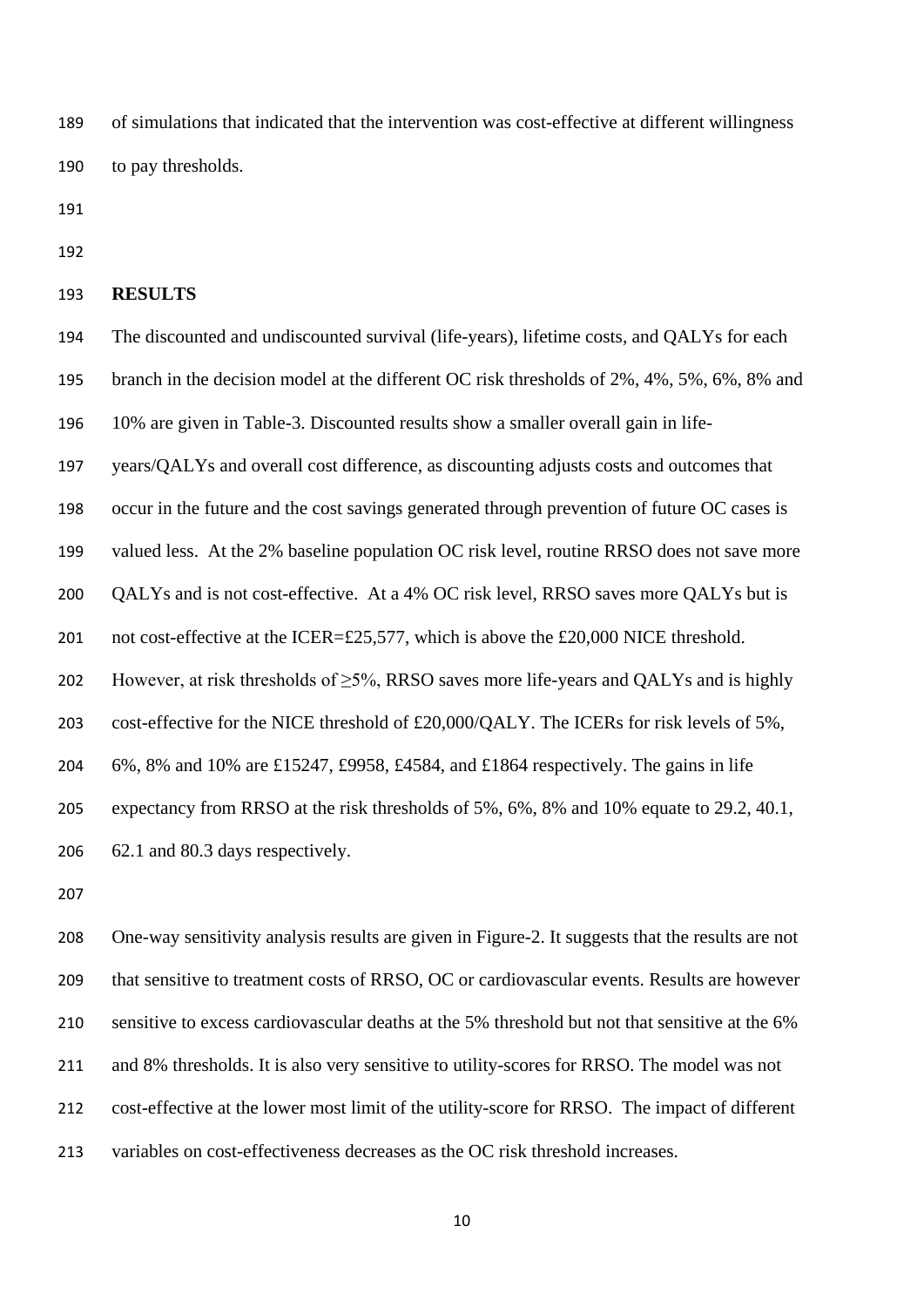of simulations that indicated that the intervention was cost-effective at different willingness to pay thresholds.

## RESULTS

The discounted and undiscounted survival (life-years), lifetime costs, and QALYs for each branch in the decision model at the different OC risk thresholds of 2%, 4%, 5%, 6%, 8% and 10% are given in Table-3. Discounted results show a smaller overall gain in life-years/QALYs and overall cost difference, as discounting adjusts costs and outcomes that occur in the future and the cost savings generated through prevention of future OC cases is valued less. At the 2% baseline population OC risk level, routine RRSO does not save more QALYs and is not cost-effective. At a 4% OC risk level, RRSO saves more QALYs but is not cost-effective at the ICER=£25,577, which is above the £20,000 NICE threshold. However, at risk thresholds of ≥5%, RRSO saves more life-years and QALYs and is highly cost-effective for the NICE threshold of £20,000/QALY. The ICERs for risk levels of 5%, 6%, 8% and 10% are £15247, £9958, £4584, and £1864 respectively. The gains in life expectancy from RRSO at the risk thresholds of 5%, 6%, 8% and 10% equate to 29.2, 40.1, 62.1 and 80.3 days respectively.

One-way sensitivity analysis results are given in Figure-2. It suggests that the results are not that sensitive to treatment costs of RRSO, OC or cardiovascular events. Results are however sensitive to excess cardiovascular deaths at the 5% threshold but not that sensitive at the 6% and 8% thresholds. It is also very sensitive to utility-scores for RRSO. The model was not cost-effective at the lower most limit of the utility-score for RRSO. The impact of different variables on cost-effectiveness decreases as the OC risk threshold increases.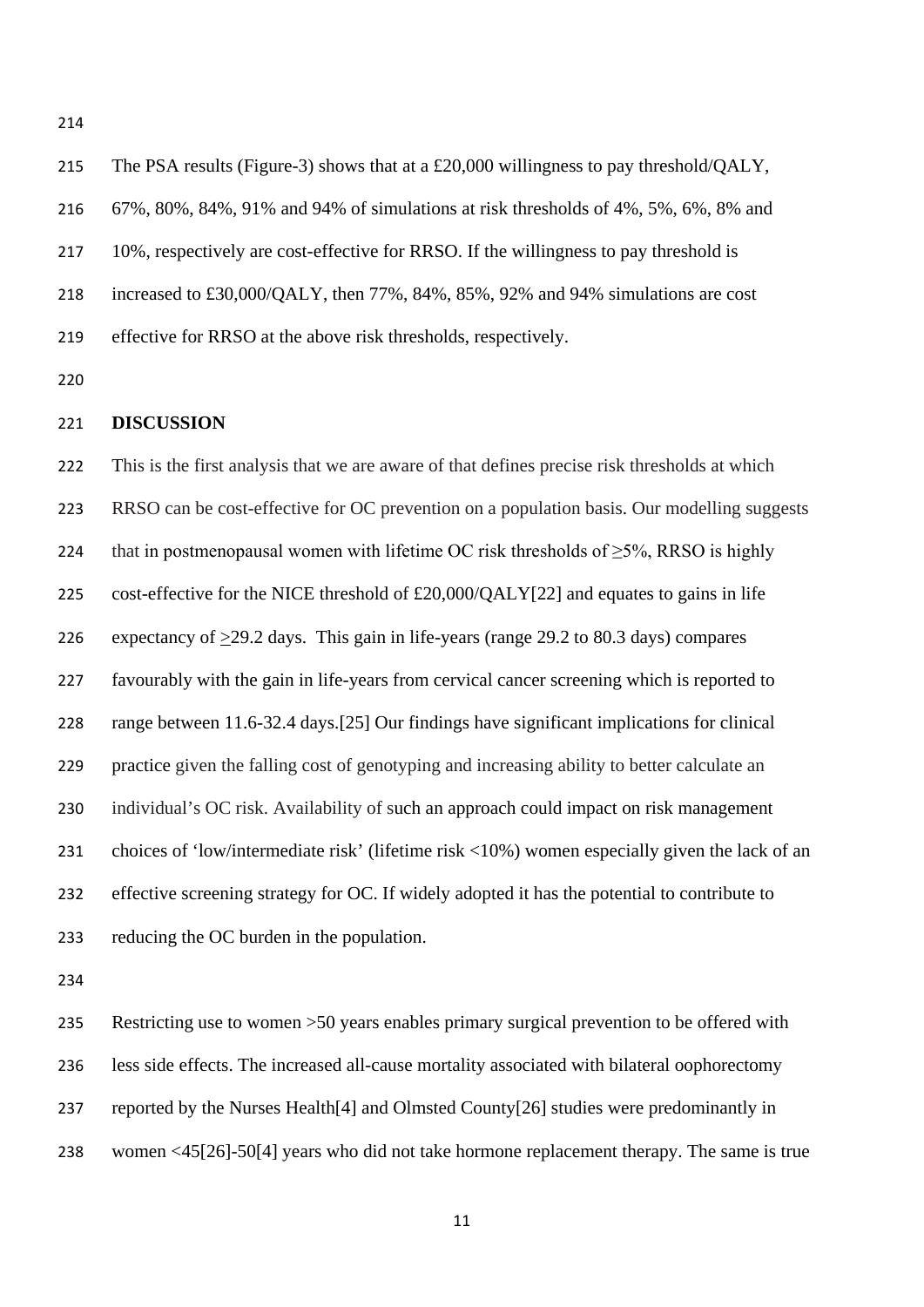The PSA results (Figure-3) shows that at a £20,000 willingness to pay threshold/QALY, 67%, 80%, 84%, 91% and 94% of simulations at risk thresholds of 4%, 5%, 6%, 8% and 10%, respectively are cost-effective for RRSO. If the willingness to pay threshold is increased to £30,000/QALY, then 77%, 84%, 85%, 92% and 94% simulations are cost effective for RRSO at the above risk thresholds, respectively.

## DISCUSSION

This is the first analysis that we are aware of that defines precise risk thresholds at which RRSO can be cost-effective for OC prevention on a population basis. Our modelling suggests that in postmenopausal women with lifetime OC risk thresholds of ≥5%, RRSO is highly cost-effective for the NICE threshold of £20,000/QALY[22] and equates to gains in life expectancy of ≥29.2 days. This gain in life-years (range 29.2 to 80.3 days) compares favourably with the gain in life-years from cervical cancer screening which is reported to range between 11.6-32.4 days.[25] Our findings have significant implications for clinical practice given the falling cost of genotyping and increasing ability to better calculate an individual's OC risk. Availability of such an approach could impact on risk management choices of 'low/intermediate risk' (lifetime risk <10%) women especially given the lack of an effective screening strategy for OC. If widely adopted it has the potential to contribute to reducing the OC burden in the population.

Restricting use to women >50 years enables primary surgical prevention to be offered with less side effects. The increased all-cause mortality associated with bilateral oophorectomy reported by the Nurses Health[4] and Olmsted County[26] studies were predominantly in women <45[26]-50[4] years who did not take hormone replacement therapy. The same is true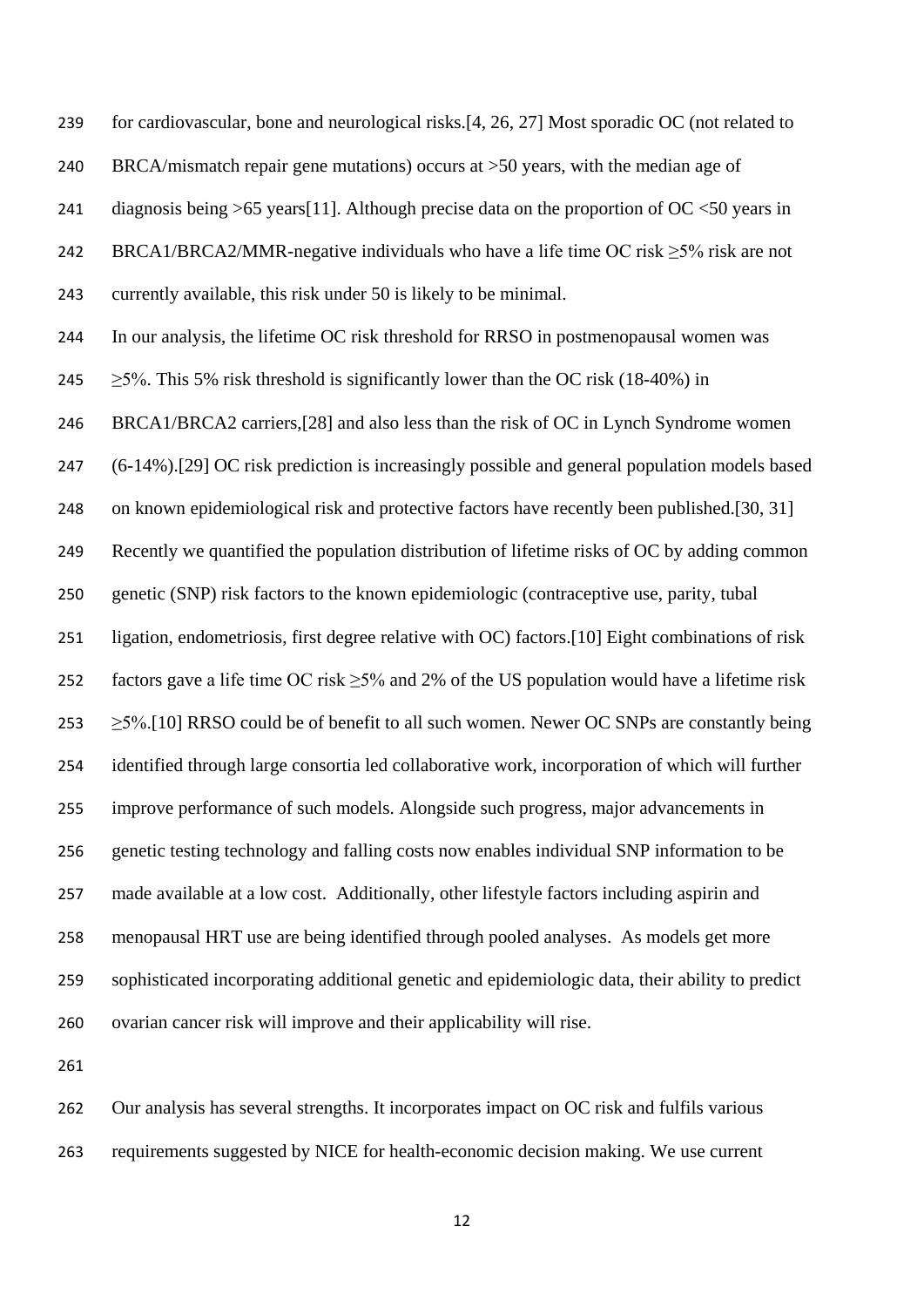for cardiovascular, bone and neurological risks.[4, 26, 27] Most sporadic OC (not related to BRCA/mismatch repair gene mutations) occurs at >50 years, with the median age of diagnosis being >65 years[11]. Although precise data on the proportion of OC <50 years in BRCA1/BRCA2/MMR-negative individuals who have a life time OC risk ≥5% risk are not currently available, this risk under 50 is likely to be minimal.

In our analysis, the lifetime OC risk threshold for RRSO in postmenopausal women was ≥5%. This 5% risk threshold is significantly lower than the OC risk (18-40%) in BRCA1/BRCA2 carriers,[28] and also less than the risk of OC in Lynch Syndrome women (6-14%).[29] OC risk prediction is increasingly possible and general population models based on known epidemiological risk and protective factors have recently been published.[30, 31] Recently we quantified the population distribution of lifetime risks of OC by adding common genetic (SNP) risk factors to the known epidemiologic (contraceptive use, parity, tubal ligation, endometriosis, first degree relative with OC) factors.[10] Eight combinations of risk factors gave a life time OC risk ≥5% and 2% of the US population would have a lifetime risk ≥5%.[10] RRSO could be of benefit to all such women. Newer OC SNPs are constantly being identified through large consortia led collaborative work, incorporation of which will further improve performance of such models. Alongside such progress, major advancements in genetic testing technology and falling costs now enables individual SNP information to be made available at a low cost. Additionally, other lifestyle factors including aspirin and menopausal HRT use are being identified through pooled analyses. As models get more sophisticated incorporating additional genetic and epidemiologic data, their ability to predict ovarian cancer risk will improve and their applicability will rise.

Our analysis has several strengths. It incorporates impact on OC risk and fulfils various requirements suggested by NICE for health-economic decision making. We use current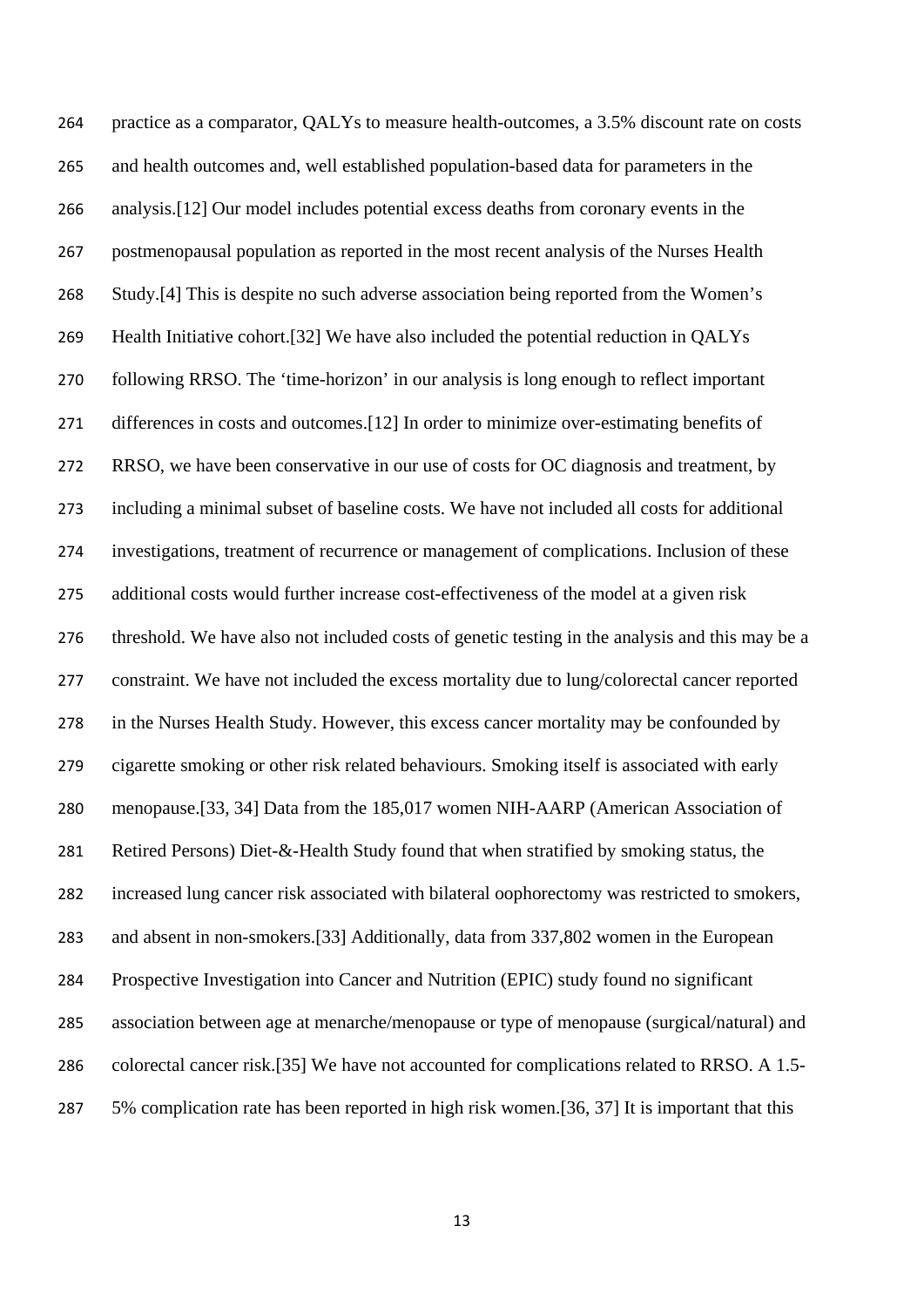practice as a comparator, QALYs to measure health-outcomes, a 3.5% discount rate on costs and health outcomes and, well established population-based data for parameters in the analysis.[12] Our model includes potential excess deaths from coronary events in the postmenopausal population as reported in the most recent analysis of the Nurses Health Study.[4] This is despite no such adverse association being reported from the Women's Health Initiative cohort.[32] We have also included the potential reduction in QALYs following RRSO. The 'time-horizon' in our analysis is long enough to reflect important differences in costs and outcomes.[12] In order to minimize over-estimating benefits of RRSO, we have been conservative in our use of costs for OC diagnosis and treatment, by including a minimal subset of baseline costs. We have not included all costs for additional investigations, treatment of recurrence or management of complications. Inclusion of these additional costs would further increase cost-effectiveness of the model at a given risk threshold. We have also not included costs of genetic testing in the analysis and this may be a constraint. We have not included the excess mortality due to lung/colorectal cancer reported in the Nurses Health Study. However, this excess cancer mortality may be confounded by cigarette smoking or other risk related behaviours. Smoking itself is associated with early menopause.[33, 34] Data from the 185,017 women NIH-AARP (American Association of Retired Persons) Diet-&-Health Study found that when stratified by smoking status, the increased lung cancer risk associated with bilateral oophorectomy was restricted to smokers, and absent in non-smokers.[33] Additionally, data from 337,802 women in the European Prospective Investigation into Cancer and Nutrition (EPIC) study found no significant association between age at menarche/menopause or type of menopause (surgical/natural) and colorectal cancer risk.[35] We have not accounted for complications related to RRSO. A 1.5-5% complication rate has been reported in high risk women.[36, 37] It is important that this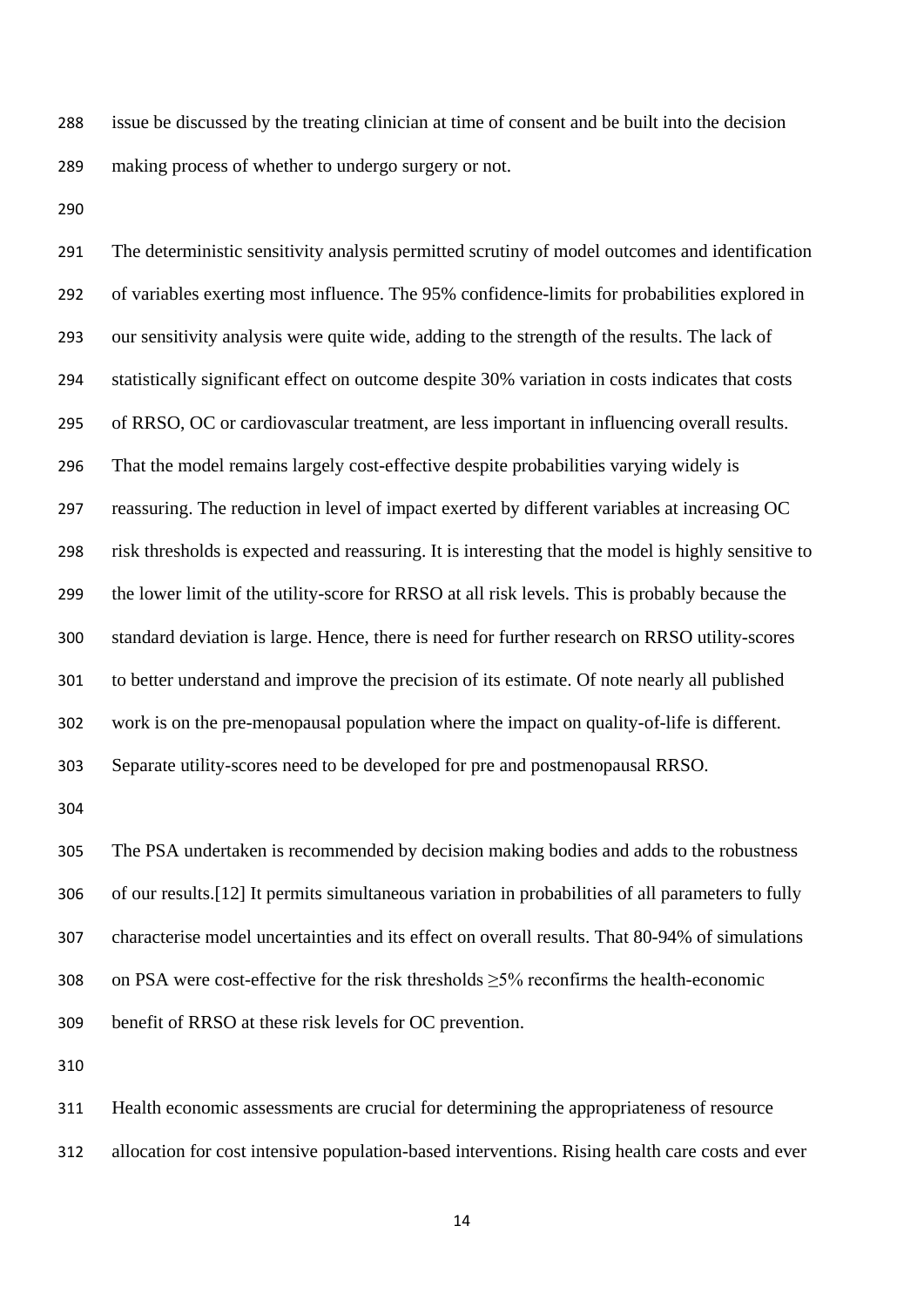issue be discussed by the treating clinician at time of consent and be built into the decision making process of whether to undergo surgery or not.

The deterministic sensitivity analysis permitted scrutiny of model outcomes and identification of variables exerting most influence. The 95% confidence-limits for probabilities explored in our sensitivity analysis were quite wide, adding to the strength of the results. The lack of statistically significant effect on outcome despite 30% variation in costs indicates that costs of RRSO, OC or cardiovascular treatment, are less important in influencing overall results. That the model remains largely cost-effective despite probabilities varying widely is reassuring. The reduction in level of impact exerted by different variables at increasing OC risk thresholds is expected and reassuring. It is interesting that the model is highly sensitive to the lower limit of the utility-score for RRSO at all risk levels. This is probably because the standard deviation is large. Hence, there is need for further research on RRSO utility-scores to better understand and improve the precision of its estimate. Of note nearly all published work is on the pre-menopausal population where the impact on quality-of-life is different. Separate utility-scores need to be developed for pre and postmenopausal RRSO.

The PSA undertaken is recommended by decision making bodies and adds to the robustness of our results.[12] It permits simultaneous variation in probabilities of all parameters to fully characterise model uncertainties and its effect on overall results. That 80-94% of simulations on PSA were cost-effective for the risk thresholds ≥5% reconfirms the health-economic benefit of RRSO at these risk levels for OC prevention.

Health economic assessments are crucial for determining the appropriateness of resource allocation for cost intensive population-based interventions. Rising health care costs and ever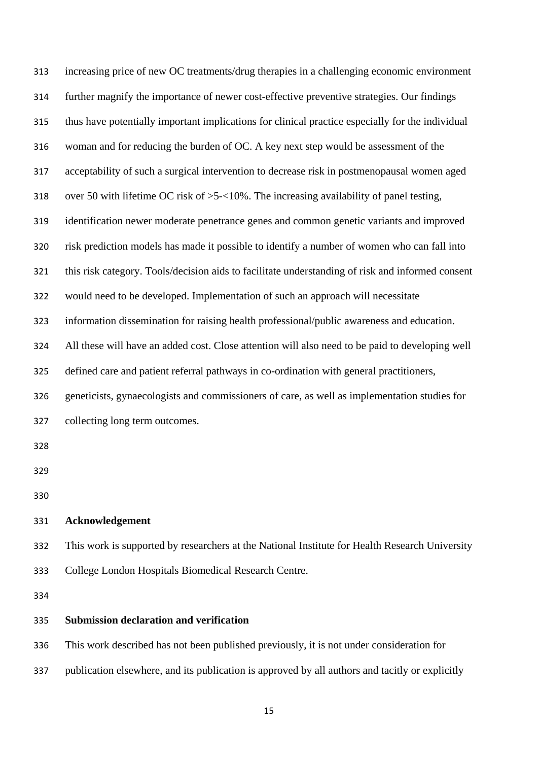increasing price of new OC treatments/drug therapies in a challenging economic environment further magnify the importance of newer cost-effective preventive strategies. Our findings thus have potentially important implications for clinical practice especially for the individual woman and for reducing the burden of OC. A key next step would be assessment of the acceptability of such a surgical intervention to decrease risk in postmenopausal women aged over 50 with lifetime OC risk of >5-<10%. The increasing availability of panel testing, identification newer moderate penetrance genes and common genetic variants and improved risk prediction models has made it possible to identify a number of women who can fall into this risk category. Tools/decision aids to facilitate understanding of risk and informed consent would need to be developed. Implementation of such an approach will necessitate information dissemination for raising health professional/public awareness and education. All these will have an added cost. Close attention will also need to be paid to developing well defined care and patient referral pathways in co-ordination with general practitioners, geneticists, gynaecologists and commissioners of care, as well as implementation studies for collecting long term outcomes.

**Acknowledgement**

This work is supported by researchers at the National Institute for Health Research University College London Hospitals Biomedical Research Centre.

**Submission declaration and verification**

This work described has not been published previously, it is not under consideration for publication elsewhere, and its publication is approved by all authors and tacitly or explicitly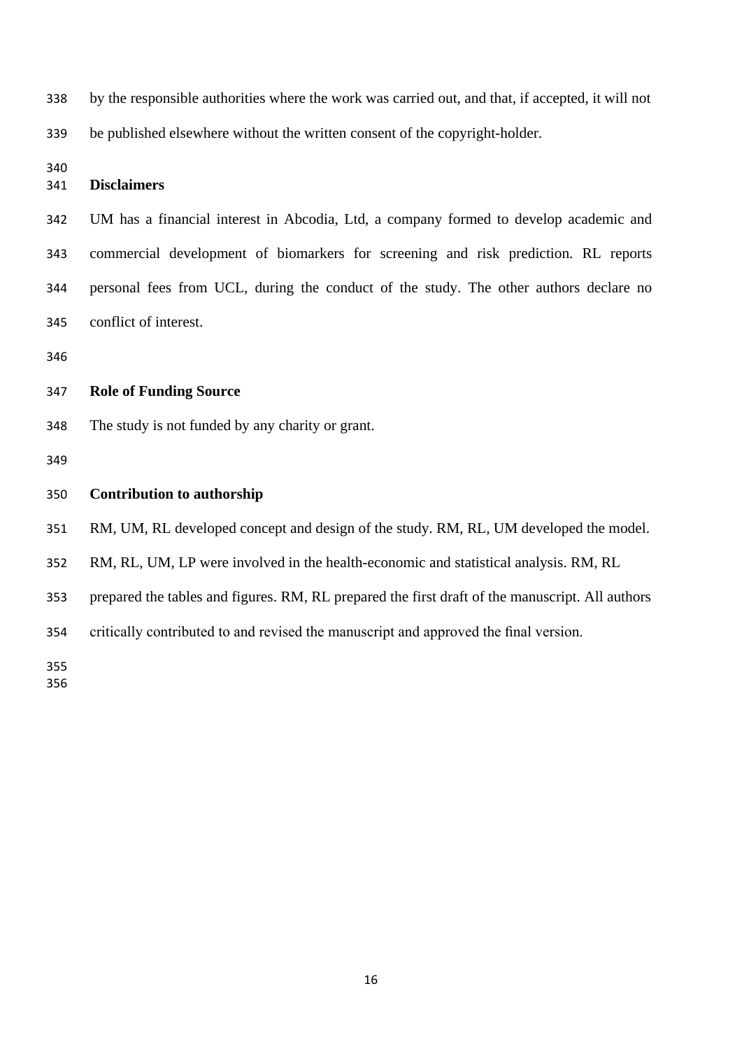by the responsible authorities where the work was carried out, and that, if accepted, it will not be published elsewhere without the written consent of the copyright-holder.

## Disclaimers

UM has a financial interest in Abcodia, Ltd, a company formed to develop academic and commercial development of biomarkers for screening and risk prediction. RL reports personal fees from UCL, during the conduct of the study. The other authors declare no conflict of interest.

## Role of Funding Source

The study is not funded by any charity or grant.

## Contribution to authorship

RM, UM, RL developed concept and design of the study. RM, RL, UM developed the model. RM, RL, UM, LP were involved in the health-economic and statistical analysis. RM, RL prepared the tables and figures. RM, RL prepared the first draft of the manuscript. All authors critically contributed to and revised the manuscript and approved the final version.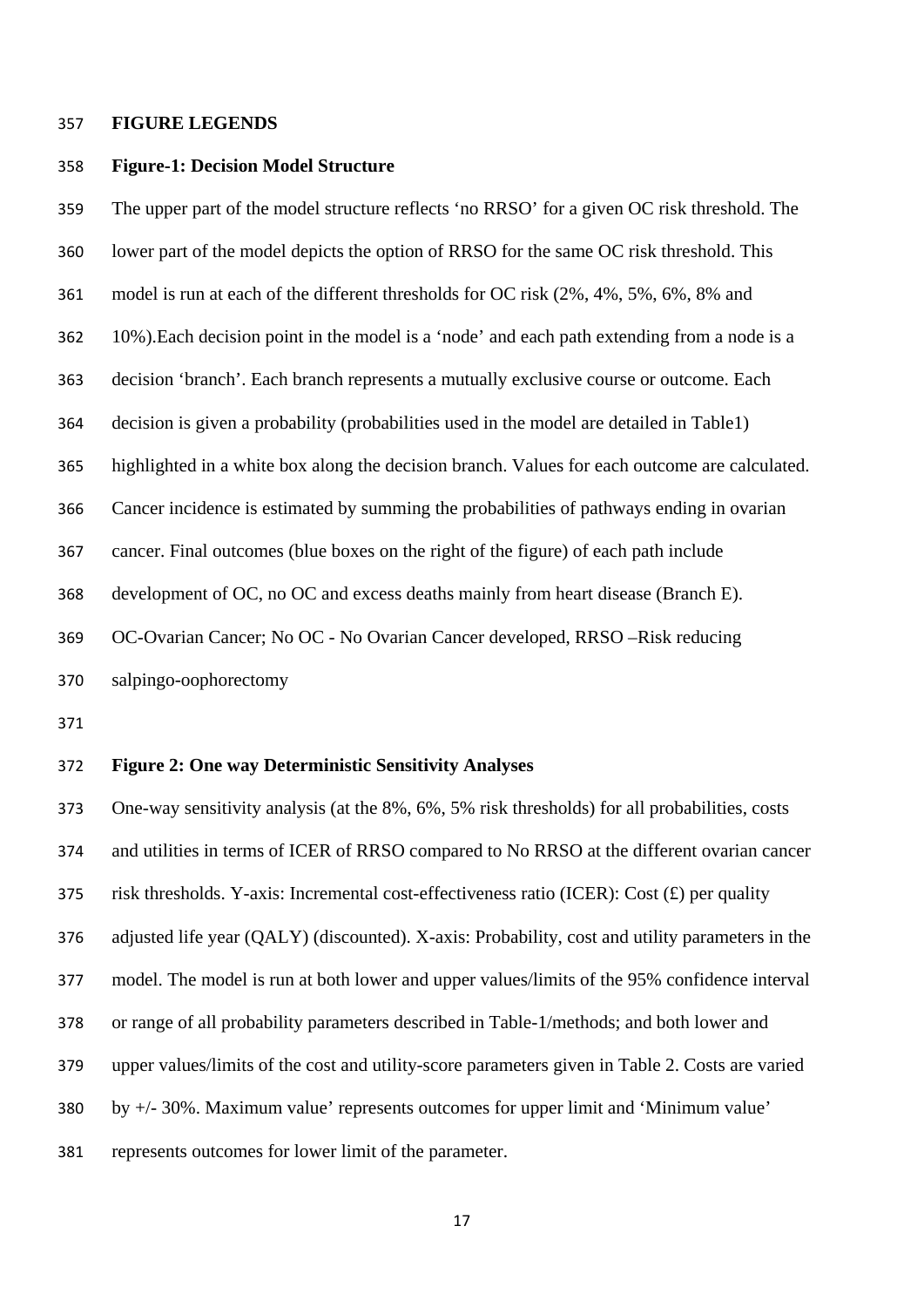**FIGURE LEGENDS**

**Figure-1: Decision Model Structure**

The upper part of the model structure reflects 'no RRSO' for a given OC risk threshold. The lower part of the model depicts the option of RRSO for the same OC risk threshold. This model is run at each of the different thresholds for OC risk (2%, 4%, 5%, 6%, 8% and 10%).Each decision point in the model is a 'node' and each path extending from a node is a decision 'branch'. Each branch represents a mutually exclusive course or outcome. Each decision is given a probability (probabilities used in the model are detailed in Table1) highlighted in a white box along the decision branch. Values for each outcome are calculated. Cancer incidence is estimated by summing the probabilities of pathways ending in ovarian cancer. Final outcomes (blue boxes on the right of the figure) of each path include development of OC, no OC and excess deaths mainly from heart disease (Branch E). OC-Ovarian Cancer; No OC - No Ovarian Cancer developed, RRSO –Risk reducing salpingo-oophorectomy

**Figure 2: One way Deterministic Sensitivity Analyses**

One-way sensitivity analysis (at the 8%, 6%, 5% risk thresholds) for all probabilities, costs and utilities in terms of ICER of RRSO compared to No RRSO at the different ovarian cancer risk thresholds. Y-axis: Incremental cost-effectiveness ratio (ICER): Cost (£) per quality adjusted life year (QALY) (discounted). X-axis: Probability, cost and utility parameters in the model. The model is run at both lower and upper values/limits of the 95% confidence interval or range of all probability parameters described in Table-1/methods; and both lower and upper values/limits of the cost and utility-score parameters given in Table 2. Costs are varied by +/- 30%. Maximum value' represents outcomes for upper limit and 'Minimum value' represents outcomes for lower limit of the parameter.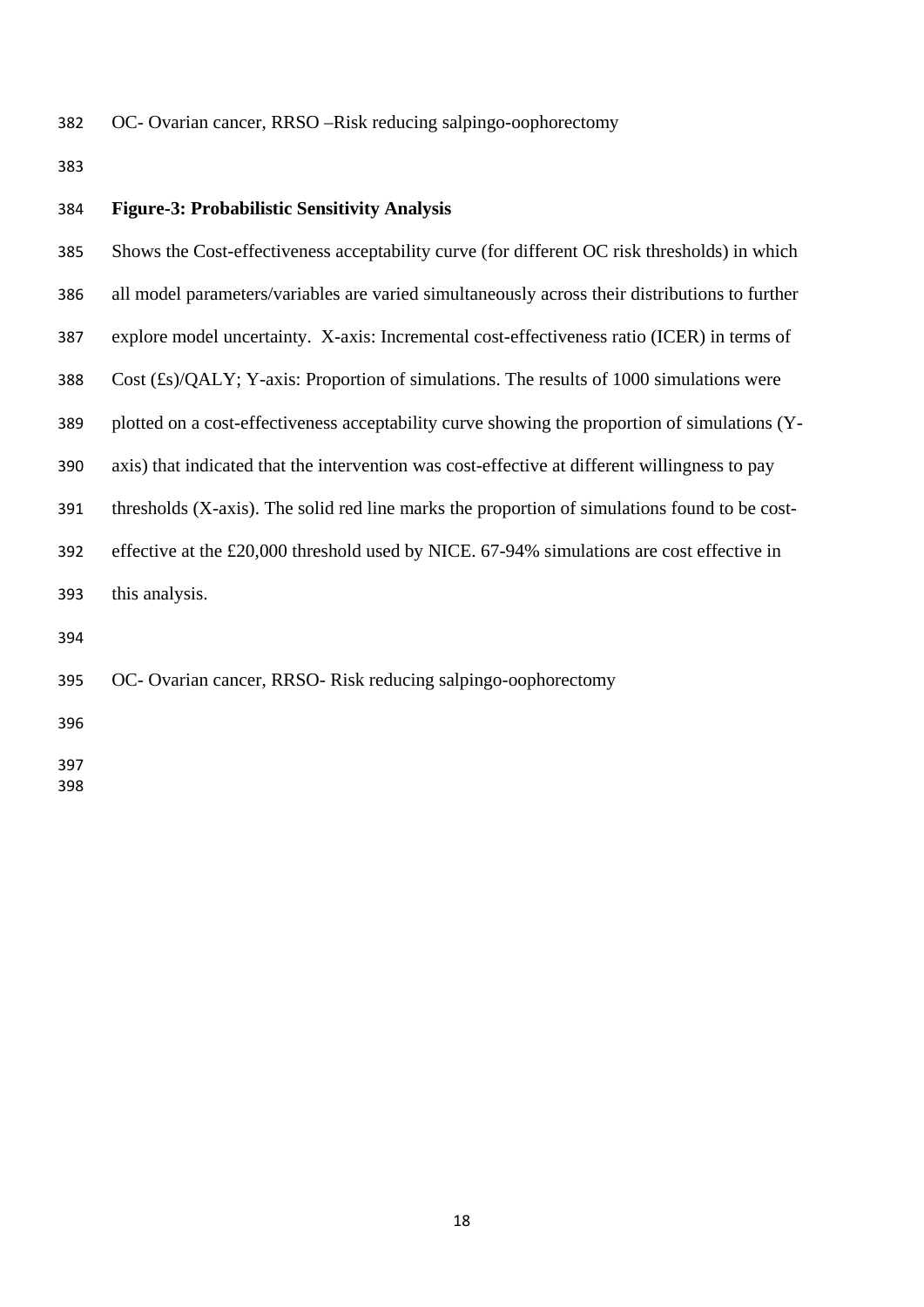OC- Ovarian cancer, RRSO –Risk reducing salpingo-oophorectomy

**Figure-3: Probabilistic Sensitivity Analysis**

Shows the Cost-effectiveness acceptability curve (for different OC risk thresholds) in which all model parameters/variables are varied simultaneously across their distributions to further explore model uncertainty. X-axis: Incremental cost-effectiveness ratio (ICER) in terms of Cost (£s)/QALY; Y-axis: Proportion of simulations. The results of 1000 simulations were plotted on a cost-effectiveness acceptability curve showing the proportion of simulations (Y-axis) that indicated that the intervention was cost-effective at different willingness to pay thresholds (X-axis). The solid red line marks the proportion of simulations found to be cost-effective at the £20,000 threshold used by NICE. 67-94% simulations are cost effective in this analysis.

OC- Ovarian cancer, RRSO- Risk reducing salpingo-oophorectomy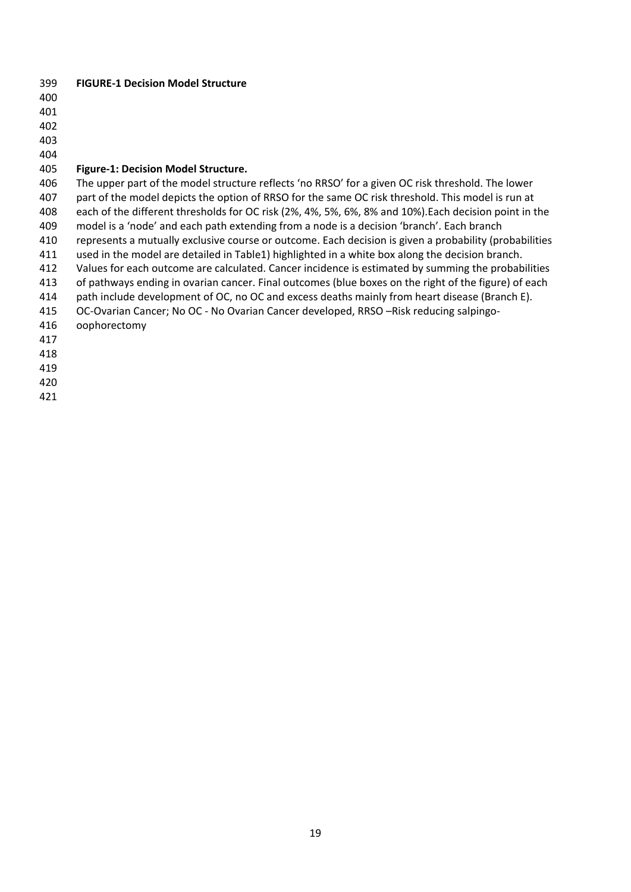**FIGURE-1 Decision Model Structure**

**Figure-1: Decision Model Structure.**

The upper part of the model structure reflects 'no RRSO' for a given OC risk threshold. The lower part of the model depicts the option of RRSO for the same OC risk threshold. This model is run at each of the different thresholds for OC risk (2%, 4%, 5%, 6%, 8% and 10%).Each decision point in the model is a 'node' and each path extending from a node is a decision 'branch'. Each branch represents a mutually exclusive course or outcome. Each decision is given a probability (probabilities used in the model are detailed in Table1) highlighted in a white box along the decision branch. Values for each outcome are calculated. Cancer incidence is estimated by summing the probabilities of pathways ending in ovarian cancer. Final outcomes (blue boxes on the right of the figure) of each path include development of OC, no OC and excess deaths mainly from heart disease (Branch E). OC-Ovarian Cancer; No OC - No Ovarian Cancer developed, RRSO –Risk reducing salpingo-oophorectomy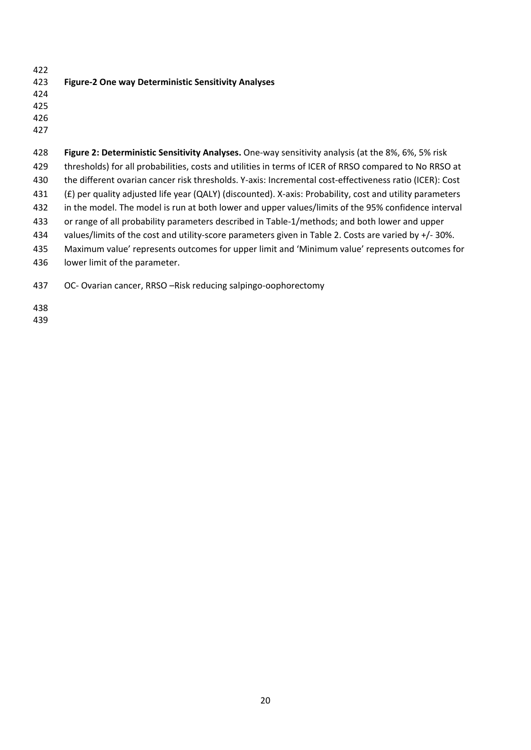**Figure-2 One way Deterministic Sensitivity Analyses**

**Figure 2: Deterministic Sensitivity Analyses.** One-way sensitivity analysis (at the 8%, 6%, 5% risk thresholds) for all probabilities, costs and utilities in terms of ICER of RRSO compared to No RRSO at the different ovarian cancer risk thresholds. Y-axis: Incremental cost-effectiveness ratio (ICER): Cost (£) per quality adjusted life year (QALY) (discounted). X-axis: Probability, cost and utility parameters in the model. The model is run at both lower and upper values/limits of the 95% confidence interval or range of all probability parameters described in Table-1/methods; and both lower and upper values/limits of the cost and utility-score parameters given in Table 2. Costs are varied by +/- 30%. Maximum value' represents outcomes for upper limit and 'Minimum value' represents outcomes for lower limit of the parameter.

OC- Ovarian cancer, RRSO –Risk reducing salpingo-oophorectomy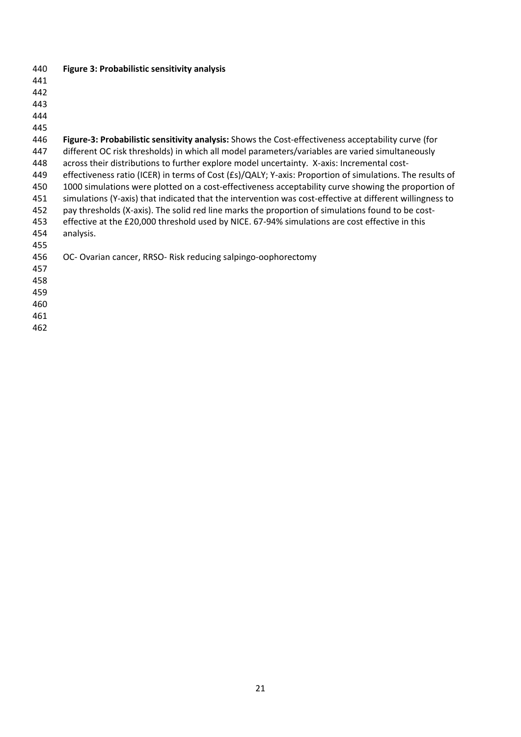**Figure 3: Probabilistic sensitivity analysis**

**Figure-3: Probabilistic sensitivity analysis:** Shows the Cost-effectiveness acceptability curve (for different OC risk thresholds) in which all model parameters/variables are varied simultaneously across their distributions to further explore model uncertainty. X-axis: Incremental cost-effectiveness ratio (ICER) in terms of Cost (£s)/QALY; Y-axis: Proportion of simulations. The results of 1000 simulations were plotted on a cost-effectiveness acceptability curve showing the proportion of simulations (Y-axis) that indicated that the intervention was cost-effective at different willingness to pay thresholds (X-axis). The solid red line marks the proportion of simulations found to be cost-effective at the £20,000 threshold used by NICE. 67-94% simulations are cost effective in this analysis.

OC- Ovarian cancer, RRSO- Risk reducing salpingo-oophorectomy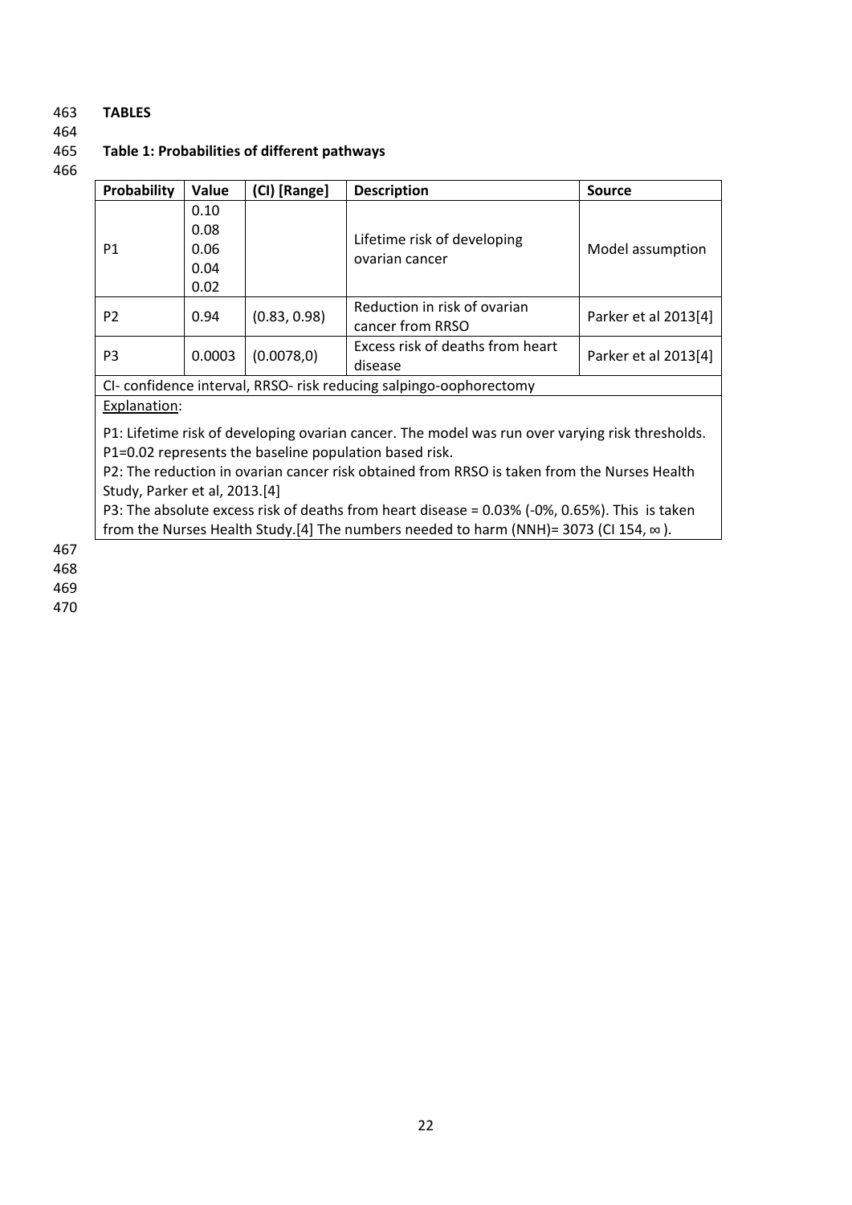**TABLES**

**Table 1: Probabilities of different pathways**

| Probability | Value | (CI) [Range] | Description | Source |
|---|---|---|---|---|
| P1 | 0.10<br>0.08<br>0.06<br>0.04<br>0.02 | | Lifetime risk of developing ovarian cancer | Model assumption |
| P2 | 0.94 | (0.83, 0.98) | Reduction in risk of ovarian cancer from RRSO | Parker et al 2013[4] |
| P3 | 0.0003 | (0.0078,0) | Excess risk of deaths from heart disease | Parker et al 2013[4] |

CI- confidence interval, RRSO- risk reducing salpingo-oophorectomy

Explanation:

P1: Lifetime risk of developing ovarian cancer. The model was run over varying risk thresholds. P1=0.02 represents the baseline population based risk.

P2: The reduction in ovarian cancer risk obtained from RRSO is taken from the Nurses Health Study, Parker et al, 2013.[4]

P3: The absolute excess risk of deaths from heart disease = 0.03% (-0%, 0.65%). This is taken from the Nurses Health Study.[4] The numbers needed to harm (NNH)= 3073 (CI 154, ∞ ).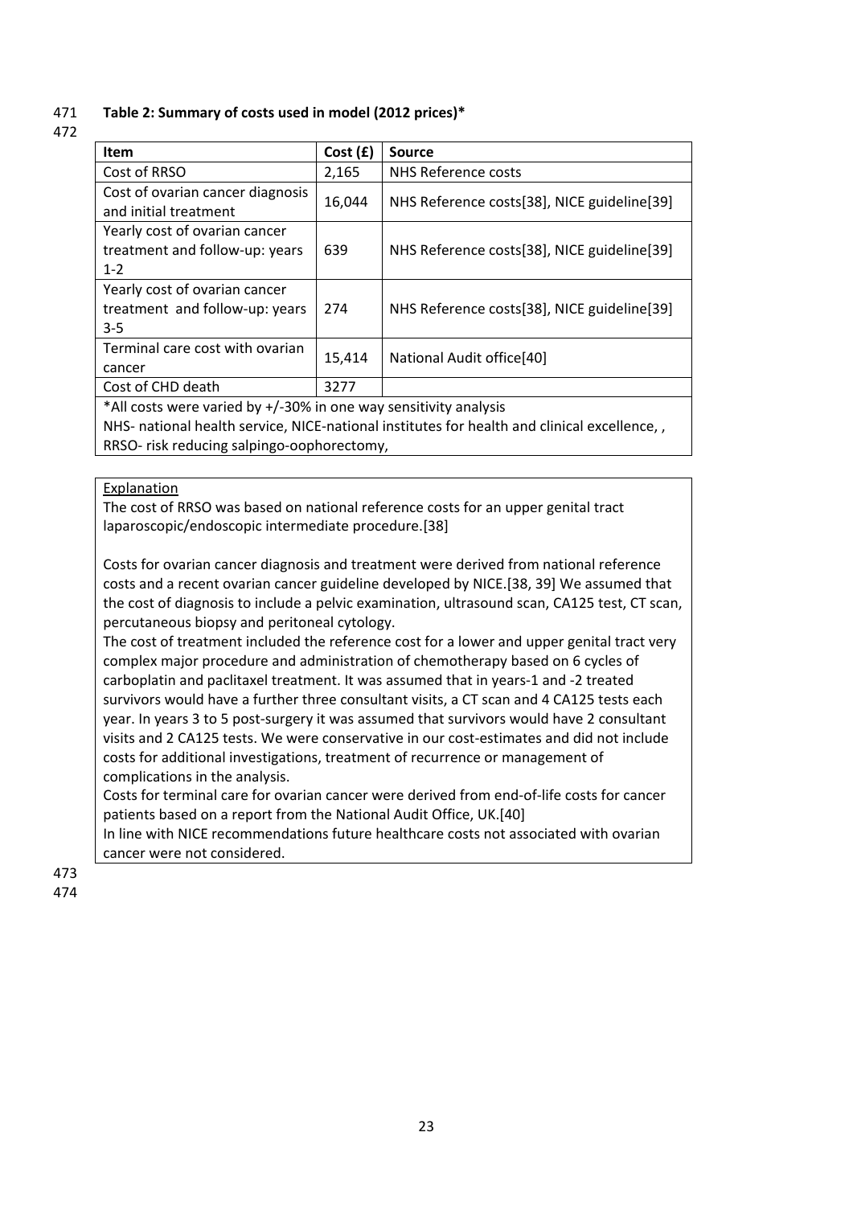**Table 2: Summary of costs used in model (2012 prices)***

| Item | Cost (£) | Source |
|---|---|---|
| Cost of RRSO | 2,165 | NHS Reference costs |
| Cost of ovarian cancer diagnosis and initial treatment | 16,044 | NHS Reference costs[38], NICE guideline[39] |
| Yearly cost of ovarian cancer treatment and follow-up: years 1-2 | 639 | NHS Reference costs[38], NICE guideline[39] |
| Yearly cost of ovarian cancer treatment and follow-up: years 3-5 | 274 | NHS Reference costs[38], NICE guideline[39] |
| Terminal care cost with ovarian cancer | 15,414 | National Audit office[40] |
| Cost of CHD death | 3277 | |

*All costs were varied by +/-30% in one way sensitivity analysis

NHS- national health service, NICE-national institutes for health and clinical excellence, ,
RRSO- risk reducing salpingo-oophorectomy,

Explanation

The cost of RRSO was based on national reference costs for an upper genital tract laparoscopic/endoscopic intermediate procedure.[38]

Costs for ovarian cancer diagnosis and treatment were derived from national reference costs and a recent ovarian cancer guideline developed by NICE.[38, 39] We assumed that the cost of diagnosis to include a pelvic examination, ultrasound scan, CA125 test, CT scan, percutaneous biopsy and peritoneal cytology.

The cost of treatment included the reference cost for a lower and upper genital tract very complex major procedure and administration of chemotherapy based on 6 cycles of carboplatin and paclitaxel treatment. It was assumed that in years-1 and -2 treated survivors would have a further three consultant visits, a CT scan and 4 CA125 tests each year. In years 3 to 5 post-surgery it was assumed that survivors would have 2 consultant visits and 2 CA125 tests. We were conservative in our cost-estimates and did not include costs for additional investigations, treatment of recurrence or management of complications in the analysis.

Costs for terminal care for ovarian cancer were derived from end-of-life costs for cancer patients based on a report from the National Audit Office, UK.[40]

In line with NICE recommendations future healthcare costs not associated with ovarian cancer were not considered.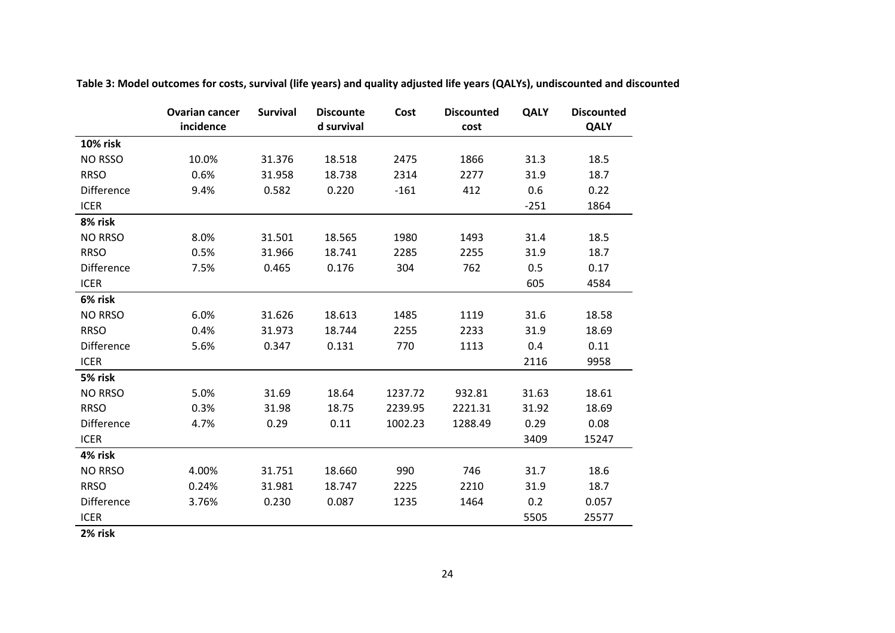**Table 3: Model outcomes for costs, survival (life years) and quality adjusted life years (QALYs), undiscounted and discounted**

| | Ovarian cancer incidence | Survival | Discounted survival | Cost | Discounted cost | QALY | Discounted QALY |
|---|---|---|---|---|---|---|---|
| **10% risk** | | | | | | | |
| NO RSSO | 10.0% | 31.376 | 18.518 | 2475 | 1866 | 31.3 | 18.5 |
| RRSO | 0.6% | 31.958 | 18.738 | 2314 | 2277 | 31.9 | 18.7 |
| Difference | 9.4% | 0.582 | 0.220 | -161 | 412 | 0.6 | 0.22 |
| ICER | | | | | | -251 | 1864 |
| **8% risk** | | | | | | | |
| NO RRSO | 8.0% | 31.501 | 18.565 | 1980 | 1493 | 31.4 | 18.5 |
| RRSO | 0.5% | 31.966 | 18.741 | 2285 | 2255 | 31.9 | 18.7 |
| Difference | 7.5% | 0.465 | 0.176 | 304 | 762 | 0.5 | 0.17 |
| ICER | | | | | | 605 | 4584 |
| **6% risk** | | | | | | | |
| NO RRSO | 6.0% | 31.626 | 18.613 | 1485 | 1119 | 31.6 | 18.58 |
| RRSO | 0.4% | 31.973 | 18.744 | 2255 | 2233 | 31.9 | 18.69 |
| Difference | 5.6% | 0.347 | 0.131 | 770 | 1113 | 0.4 | 0.11 |
| ICER | | | | | | 2116 | 9958 |
| **5% risk** | | | | | | | |
| NO RRSO | 5.0% | 31.69 | 18.64 | 1237.72 | 932.81 | 31.63 | 18.61 |
| RRSO | 0.3% | 31.98 | 18.75 | 2239.95 | 2221.31 | 31.92 | 18.69 |
| Difference | 4.7% | 0.29 | 0.11 | 1002.23 | 1288.49 | 0.29 | 0.08 |
| ICER | | | | | | 3409 | 15247 |
| **4% risk** | | | | | | | |
| NO RRSO | 4.00% | 31.751 | 18.660 | 990 | 746 | 31.7 | 18.6 |
| RRSO | 0.24% | 31.981 | 18.747 | 2225 | 2210 | 31.9 | 18.7 |
| Difference | 3.76% | 0.230 | 0.087 | 1235 | 1464 | 0.2 | 0.057 |
| ICER | | | | | | 5505 | 25577 |
| **2% risk** | | | | | | | |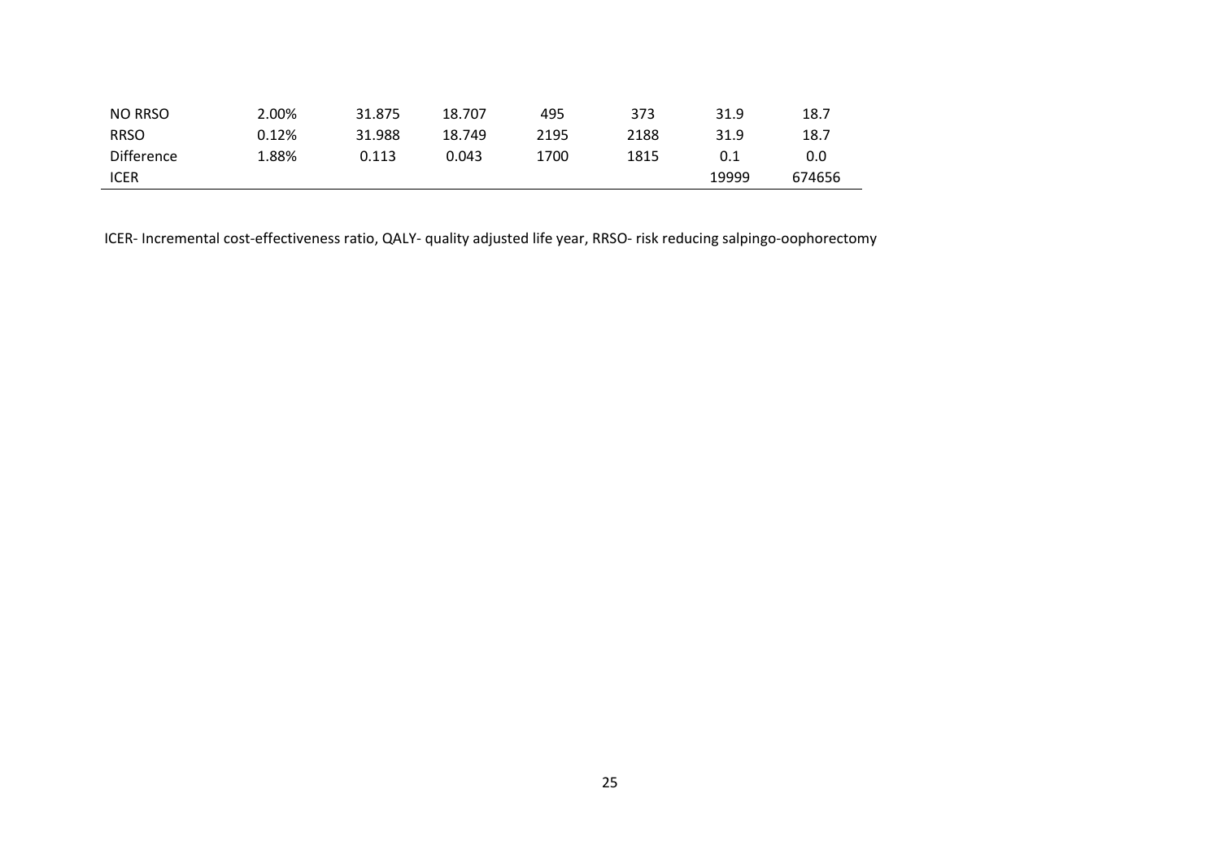| | | | | | | | |
|---|---|---|---|---|---|---|---|
| NO RRSO | 2.00% | 31.875 | 18.707 | 495 | 373 | 31.9 | 18.7 |
| RRSO | 0.12% | 31.988 | 18.749 | 2195 | 2188 | 31.9 | 18.7 |
| Difference | 1.88% | 0.113 | 0.043 | 1700 | 1815 | 0.1 | 0.0 |
| ICER | | | | | | 19999 | 674656 |

ICER- Incremental cost-effectiveness ratio, QALY- quality adjusted life year, RRSO- risk reducing salpingo-oophorectomy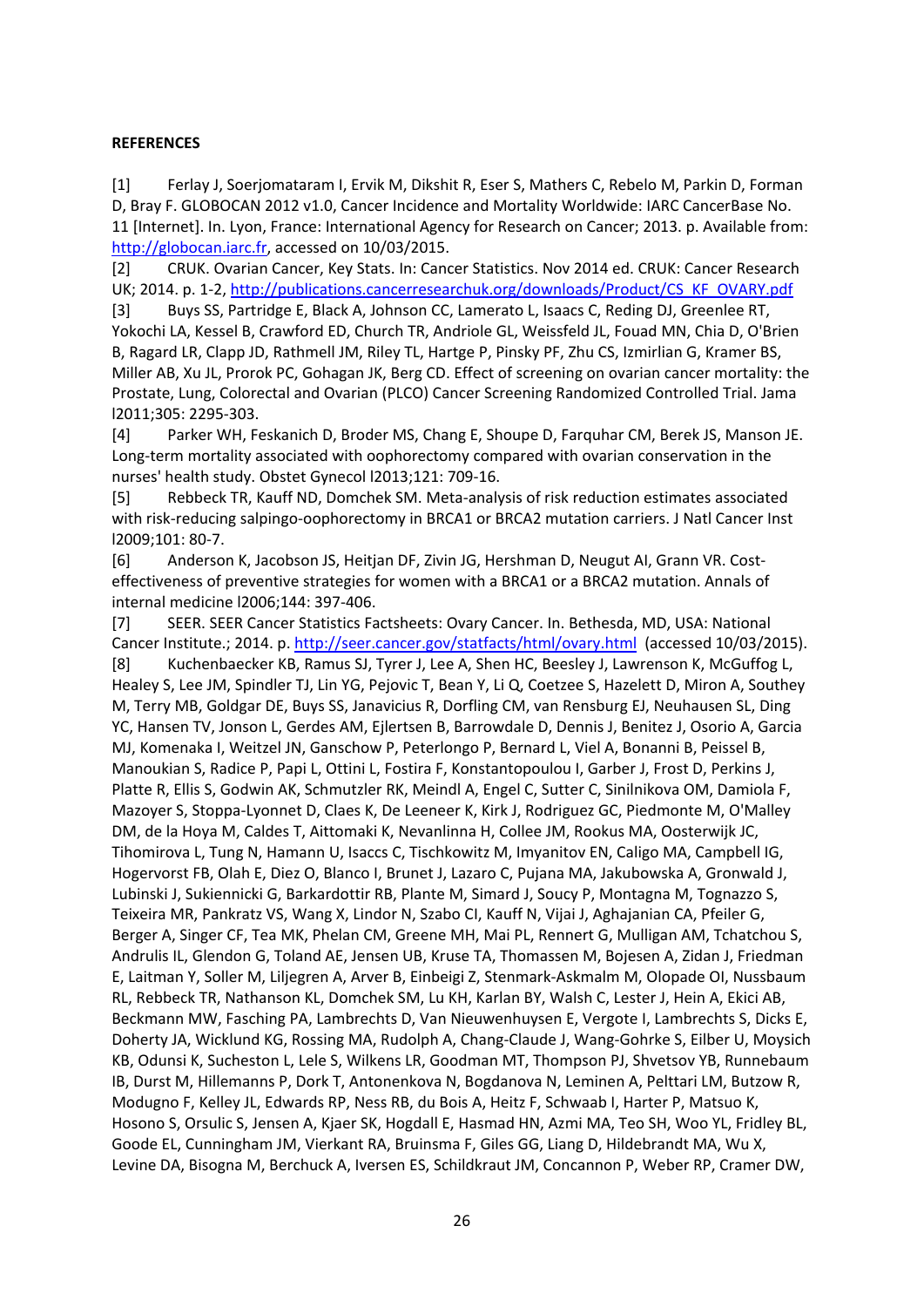**REFERENCES**

[1] Ferlay J, Soerjomataram I, Ervik M, Dikshit R, Eser S, Mathers C, Rebelo M, Parkin D, Forman D, Bray F. GLOBOCAN 2012 v1.0, Cancer Incidence and Mortality Worldwide: IARC CancerBase No. 11 [Internet]. In. Lyon, France: International Agency for Research on Cancer; 2013. p. Available from: http://globocan.iarc.fr, accessed on 10/03/2015.

[2] CRUK. Ovarian Cancer, Key Stats. In: Cancer Statistics. Nov 2014 ed. CRUK: Cancer Research UK; 2014. p. 1-2, http://publications.cancerresearchuk.org/downloads/Product/CS_KF_OVARY.pdf

[3] Buys SS, Partridge E, Black A, Johnson CC, Lamerato L, Isaacs C, Reding DJ, Greenlee RT, Yokochi LA, Kessel B, Crawford ED, Church TR, Andriole GL, Weissfeld JL, Fouad MN, Chia D, O'Brien B, Ragard LR, Clapp JD, Rathmell JM, Riley TL, Hartge P, Pinsky PF, Zhu CS, Izmirlian G, Kramer BS, Miller AB, Xu JL, Prorok PC, Gohagan JK, Berg CD. Effect of screening on ovarian cancer mortality: the Prostate, Lung, Colorectal and Ovarian (PLCO) Cancer Screening Randomized Controlled Trial. Jama l2011;305: 2295-303.

[4] Parker WH, Feskanich D, Broder MS, Chang E, Shoupe D, Farquhar CM, Berek JS, Manson JE. Long-term mortality associated with oophorectomy compared with ovarian conservation in the nurses' health study. Obstet Gynecol l2013;121: 709-16.

[5] Rebbeck TR, Kauff ND, Domchek SM. Meta-analysis of risk reduction estimates associated with risk-reducing salpingo-oophorectomy in BRCA1 or BRCA2 mutation carriers. J Natl Cancer Inst l2009;101: 80-7.

[6] Anderson K, Jacobson JS, Heitjan DF, Zivin JG, Hershman D, Neugut AI, Grann VR. Cost-effectiveness of preventive strategies for women with a BRCA1 or a BRCA2 mutation. Annals of internal medicine l2006;144: 397-406.

[7] SEER. SEER Cancer Statistics Factsheets: Ovary Cancer. In. Bethesda, MD, USA: National Cancer Institute.; 2014. p. http://seer.cancer.gov/statfacts/html/ovary.html (accessed 10/03/2015).

[8] Kuchenbaecker KB, Ramus SJ, Tyrer J, Lee A, Shen HC, Beesley J, Lawrenson K, McGuffog L, Healey S, Lee JM, Spindler TJ, Lin YG, Pejovic T, Bean Y, Li Q, Coetzee S, Hazelett D, Miron A, Southey M, Terry MB, Goldgar DE, Buys SS, Janavicius R, Dorfling CM, van Rensburg EJ, Neuhausen SL, Ding YC, Hansen TV, Jonson L, Gerdes AM, Ejlertsen B, Barrowdale D, Dennis J, Benitez J, Osorio A, Garcia MJ, Komenaka I, Weitzel JN, Ganschow P, Peterlongo P, Bernard L, Viel A, Bonanni B, Peissel B, Manoukian S, Radice P, Papi L, Ottini L, Fostira F, Konstantopoulou I, Garber J, Frost D, Perkins J, Platte R, Ellis S, Godwin AK, Schmutzler RK, Meindl A, Engel C, Sutter C, Sinilnikova OM, Damiola F, Mazoyer S, Stoppa-Lyonnet D, Claes K, De Leeneer K, Kirk J, Rodriguez GC, Piedmonte M, O'Malley DM, de la Hoya M, Caldes T, Aittomaki K, Nevanlinna H, Collee JM, Rookus MA, Oosterwijk JC, Tihomirova L, Tung N, Hamann U, Isaccs C, Tischkowitz M, Imyanitov EN, Caligo MA, Campbell IG, Hogervorst FB, Olah E, Diez O, Blanco I, Brunet J, Lazaro C, Pujana MA, Jakubowska A, Gronwald J, Lubinski J, Sukiennicki G, Barkardottir RB, Plante M, Simard J, Soucy P, Montagna M, Tognazzo S, Teixeira MR, Pankratz VS, Wang X, Lindor N, Szabo CI, Kauff N, Vijai J, Aghajanian CA, Pfeiler G, Berger A, Singer CF, Tea MK, Phelan CM, Greene MH, Mai PL, Rennert G, Mulligan AM, Tchatchou S, Andrulis IL, Glendon G, Toland AE, Jensen UB, Kruse TA, Thomassen M, Bojesen A, Zidan J, Friedman E, Laitman Y, Soller M, Liljegren A, Arver B, Einbeigi Z, Stenmark-Askmalm M, Olopade OI, Nussbaum RL, Rebbeck TR, Nathanson KL, Domchek SM, Lu KH, Karlan BY, Walsh C, Lester J, Hein A, Ekici AB, Beckmann MW, Fasching PA, Lambrechts D, Van Nieuwenhuysen E, Vergote I, Lambrechts S, Dicks E, Doherty JA, Wicklund KG, Rossing MA, Rudolph A, Chang-Claude J, Wang-Gohrke S, Eilber U, Moysich KB, Odunsi K, Sucheston L, Lele S, Wilkens LR, Goodman MT, Thompson PJ, Shvetsov YB, Runnebaum IB, Durst M, Hillemanns P, Dork T, Antonenkova N, Bogdanova N, Leminen A, Pelttari LM, Butzow R, Modugno F, Kelley JL, Edwards RP, Ness RB, du Bois A, Heitz F, Schwaab I, Harter P, Matsuo K, Hosono S, Orsulic S, Jensen A, Kjaer SK, Hogdall E, Hasmad HN, Azmi MA, Teo SH, Woo YL, Fridley BL, Goode EL, Cunningham JM, Vierkant RA, Bruinsma F, Giles GG, Liang D, Hildebrandt MA, Wu X, Levine DA, Bisogna M, Berchuck A, Iversen ES, Schildkraut JM, Concannon P, Weber RP, Cramer DW,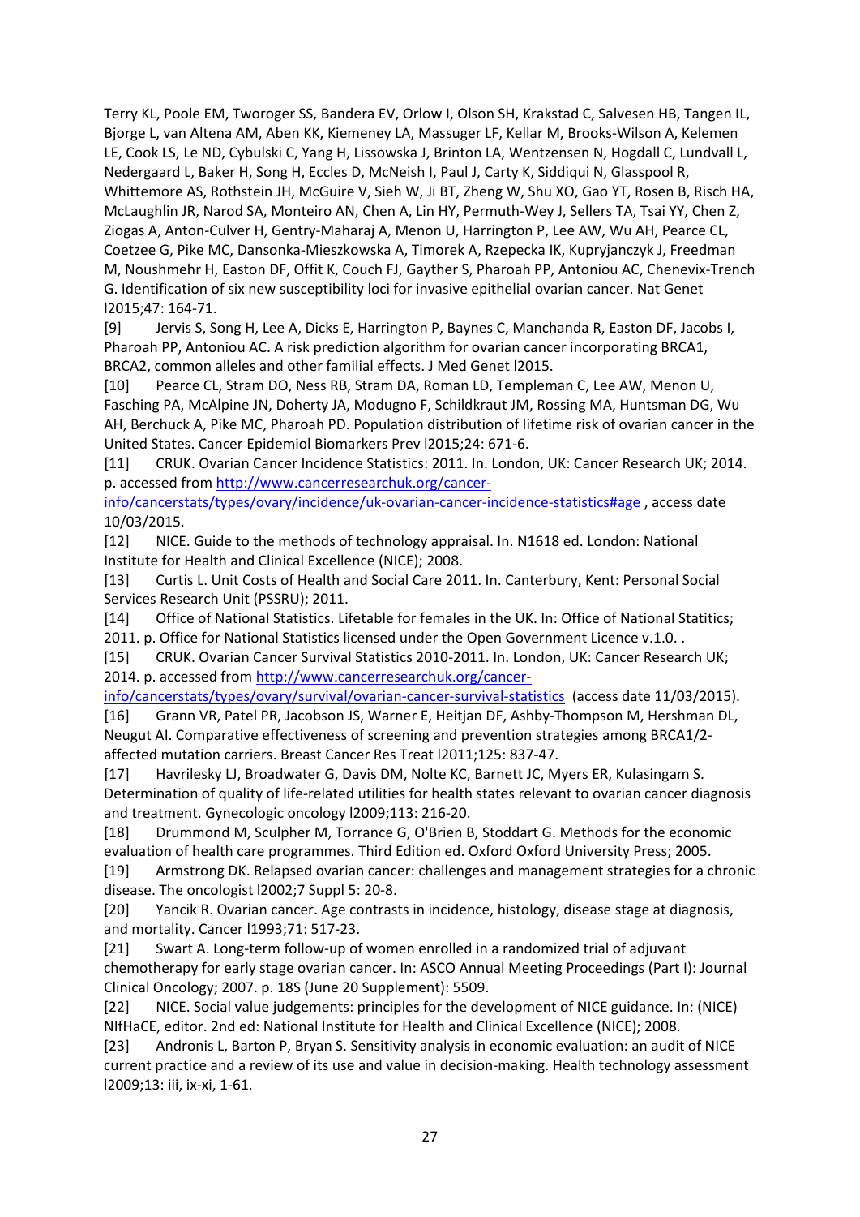Terry KL, Poole EM, Tworoger SS, Bandera EV, Orlow I, Olson SH, Krakstad C, Salvesen HB, Tangen IL, Bjorge L, van Altena AM, Aben KK, Kiemeney LA, Massuger LF, Kellar M, Brooks-Wilson A, Kelemen LE, Cook LS, Le ND, Cybulski C, Yang H, Lissowska J, Brinton LA, Wentzensen N, Hogdall C, Lundvall L, Nedergaard L, Baker H, Song H, Eccles D, McNeish I, Paul J, Carty K, Siddiqui N, Glasspool R, Whittemore AS, Rothstein JH, McGuire V, Sieh W, Ji BT, Zheng W, Shu XO, Gao YT, Rosen B, Risch HA, McLaughlin JR, Narod SA, Monteiro AN, Chen A, Lin HY, Permuth-Wey J, Sellers TA, Tsai YY, Chen Z, Ziogas A, Anton-Culver H, Gentry-Maharaj A, Menon U, Harrington P, Lee AW, Wu AH, Pearce CL, Coetzee G, Pike MC, Dansonka-Mieszkowska A, Timorek A, Rzepecka IK, Kupryjanczyk J, Freedman M, Noushmehr H, Easton DF, Offit K, Couch FJ, Gayther S, Pharoah PP, Antoniou AC, Chenevix-Trench G. Identification of six new susceptibility loci for invasive epithelial ovarian cancer. Nat Genet l2015;47: 164-71.

[9] Jervis S, Song H, Lee A, Dicks E, Harrington P, Baynes C, Manchanda R, Easton DF, Jacobs I, Pharoah PP, Antoniou AC. A risk prediction algorithm for ovarian cancer incorporating BRCA1, BRCA2, common alleles and other familial effects. J Med Genet l2015.

[10] Pearce CL, Stram DO, Ness RB, Stram DA, Roman LD, Templeman C, Lee AW, Menon U, Fasching PA, McAlpine JN, Doherty JA, Modugno F, Schildkraut JM, Rossing MA, Huntsman DG, Wu AH, Berchuck A, Pike MC, Pharoah PD. Population distribution of lifetime risk of ovarian cancer in the United States. Cancer Epidemiol Biomarkers Prev l2015;24: 671-6.

[11] CRUK. Ovarian Cancer Incidence Statistics: 2011. In. London, UK: Cancer Research UK; 2014. p. accessed from http://www.cancerresearchuk.org/cancer-info/cancerstats/types/ovary/incidence/uk-ovarian-cancer-incidence-statistics#age , access date 10/03/2015.

[12] NICE. Guide to the methods of technology appraisal. In. N1618 ed. London: National Institute for Health and Clinical Excellence (NICE); 2008.

[13] Curtis L. Unit Costs of Health and Social Care 2011. In. Canterbury, Kent: Personal Social Services Research Unit (PSSRU); 2011.

[14] Office of National Statistics. Lifetable for females in the UK. In: Office of National Statitics; 2011. p. Office for National Statistics licensed under the Open Government Licence v.1.0. .

[15] CRUK. Ovarian Cancer Survival Statistics 2010-2011. In. London, UK: Cancer Research UK; 2014. p. accessed from http://www.cancerresearchuk.org/cancer-info/cancerstats/types/ovary/survival/ovarian-cancer-survival-statistics (access date 11/03/2015).

[16] Grann VR, Patel PR, Jacobson JS, Warner E, Heitjan DF, Ashby-Thompson M, Hershman DL, Neugut AI. Comparative effectiveness of screening and prevention strategies among BRCA1/2-affected mutation carriers. Breast Cancer Res Treat l2011;125: 837-47.

[17] Havrilesky LJ, Broadwater G, Davis DM, Nolte KC, Barnett JC, Myers ER, Kulasingam S. Determination of quality of life-related utilities for health states relevant to ovarian cancer diagnosis and treatment. Gynecologic oncology l2009;113: 216-20.

[18] Drummond M, Sculpher M, Torrance G, O'Brien B, Stoddart G. Methods for the economic evaluation of health care programmes. Third Edition ed. Oxford Oxford University Press; 2005.

[19] Armstrong DK. Relapsed ovarian cancer: challenges and management strategies for a chronic disease. The oncologist l2002;7 Suppl 5: 20-8.

[20] Yancik R. Ovarian cancer. Age contrasts in incidence, histology, disease stage at diagnosis, and mortality. Cancer l1993;71: 517-23.

[21] Swart A. Long-term follow-up of women enrolled in a randomized trial of adjuvant chemotherapy for early stage ovarian cancer. In: ASCO Annual Meeting Proceedings (Part I): Journal Clinical Oncology; 2007. p. 18S (June 20 Supplement): 5509.

[22] NICE. Social value judgements: principles for the development of NICE guidance. In: (NICE) NIfHaCE, editor. 2nd ed: National Institute for Health and Clinical Excellence (NICE); 2008.

[23] Andronis L, Barton P, Bryan S. Sensitivity analysis in economic evaluation: an audit of NICE current practice and a review of its use and value in decision-making. Health technology assessment l2009;13: iii, ix-xi, 1-61.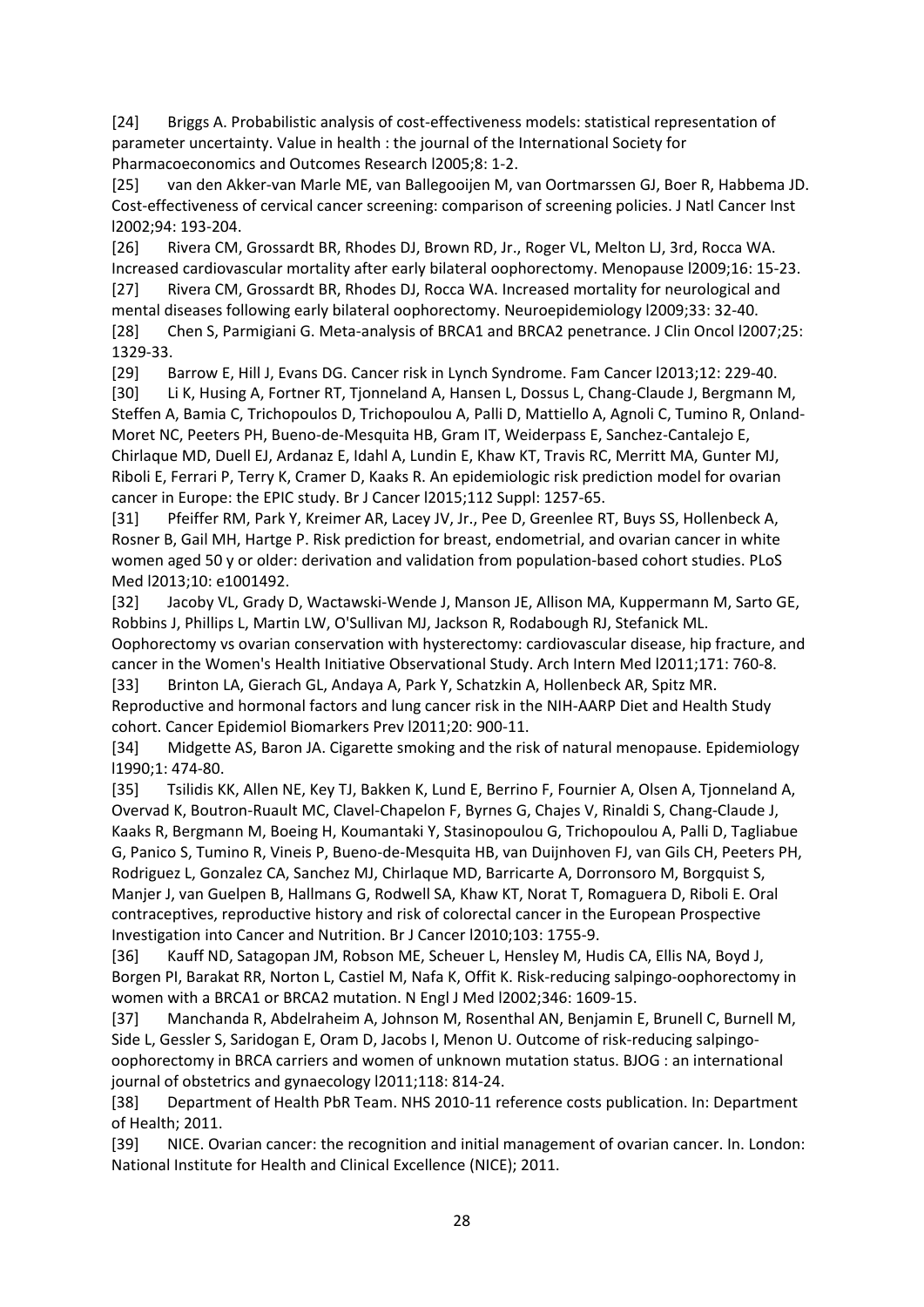[24] Briggs A. Probabilistic analysis of cost-effectiveness models: statistical representation of parameter uncertainty. Value in health : the journal of the International Society for Pharmacoeconomics and Outcomes Research l2005;8: 1-2.

[25] van den Akker-van Marle ME, van Ballegooijen M, van Oortmarssen GJ, Boer R, Habbema JD. Cost-effectiveness of cervical cancer screening: comparison of screening policies. J Natl Cancer Inst l2002;94: 193-204.

[26] Rivera CM, Grossardt BR, Rhodes DJ, Brown RD, Jr., Roger VL, Melton LJ, 3rd, Rocca WA. Increased cardiovascular mortality after early bilateral oophorectomy. Menopause l2009;16: 15-23.

[27] Rivera CM, Grossardt BR, Rhodes DJ, Rocca WA. Increased mortality for neurological and mental diseases following early bilateral oophorectomy. Neuroepidemiology l2009;33: 32-40.

[28] Chen S, Parmigiani G. Meta-analysis of BRCA1 and BRCA2 penetrance. J Clin Oncol l2007;25: 1329-33.

[29] Barrow E, Hill J, Evans DG. Cancer risk in Lynch Syndrome. Fam Cancer l2013;12: 229-40.

[30] Li K, Husing A, Fortner RT, Tjonneland A, Hansen L, Dossus L, Chang-Claude J, Bergmann M, Steffen A, Bamia C, Trichopoulos D, Trichopoulou A, Palli D, Mattiello A, Agnoli C, Tumino R, Onland-Moret NC, Peeters PH, Bueno-de-Mesquita HB, Gram IT, Weiderpass E, Sanchez-Cantalejo E, Chirlaque MD, Duell EJ, Ardanaz E, Idahl A, Lundin E, Khaw KT, Travis RC, Merritt MA, Gunter MJ, Riboli E, Ferrari P, Terry K, Cramer D, Kaaks R. An epidemiologic risk prediction model for ovarian cancer in Europe: the EPIC study. Br J Cancer l2015;112 Suppl: 1257-65.

[31] Pfeiffer RM, Park Y, Kreimer AR, Lacey JV, Jr., Pee D, Greenlee RT, Buys SS, Hollenbeck A, Rosner B, Gail MH, Hartge P. Risk prediction for breast, endometrial, and ovarian cancer in white women aged 50 y or older: derivation and validation from population-based cohort studies. PLoS Med l2013;10: e1001492.

[32] Jacoby VL, Grady D, Wactawski-Wende J, Manson JE, Allison MA, Kuppermann M, Sarto GE, Robbins J, Phillips L, Martin LW, O'Sullivan MJ, Jackson R, Rodabough RJ, Stefanick ML. Oophorectomy vs ovarian conservation with hysterectomy: cardiovascular disease, hip fracture, and cancer in the Women's Health Initiative Observational Study. Arch Intern Med l2011;171: 760-8.

[33] Brinton LA, Gierach GL, Andaya A, Park Y, Schatzkin A, Hollenbeck AR, Spitz MR. Reproductive and hormonal factors and lung cancer risk in the NIH-AARP Diet and Health Study cohort. Cancer Epidemiol Biomarkers Prev l2011;20: 900-11.

[34] Midgette AS, Baron JA. Cigarette smoking and the risk of natural menopause. Epidemiology l1990;1: 474-80.

[35] Tsilidis KK, Allen NE, Key TJ, Bakken K, Lund E, Berrino F, Fournier A, Olsen A, Tjonneland A, Overvad K, Boutron-Ruault MC, Clavel-Chapelon F, Byrnes G, Chajes V, Rinaldi S, Chang-Claude J, Kaaks R, Bergmann M, Boeing H, Koumantaki Y, Stasinopoulou G, Trichopoulou A, Palli D, Tagliabue G, Panico S, Tumino R, Vineis P, Bueno-de-Mesquita HB, van Duijnhoven FJ, van Gils CH, Peeters PH, Rodriguez L, Gonzalez CA, Sanchez MJ, Chirlaque MD, Barricarte A, Dorronsoro M, Borgquist S, Manjer J, van Guelpen B, Hallmans G, Rodwell SA, Khaw KT, Norat T, Romaguera D, Riboli E. Oral contraceptives, reproductive history and risk of colorectal cancer in the European Prospective Investigation into Cancer and Nutrition. Br J Cancer l2010;103: 1755-9.

[36] Kauff ND, Satagopan JM, Robson ME, Scheuer L, Hensley M, Hudis CA, Ellis NA, Boyd J, Borgen PI, Barakat RR, Norton L, Castiel M, Nafa K, Offit K. Risk-reducing salpingo-oophorectomy in women with a BRCA1 or BRCA2 mutation. N Engl J Med l2002;346: 1609-15.

[37] Manchanda R, Abdelraheim A, Johnson M, Rosenthal AN, Benjamin E, Brunell C, Burnell M, Side L, Gessler S, Saridogan E, Oram D, Jacobs I, Menon U. Outcome of risk-reducing salpingo-oophorectomy in BRCA carriers and women of unknown mutation status. BJOG : an international journal of obstetrics and gynaecology l2011;118: 814-24.

[38] Department of Health PbR Team. NHS 2010-11 reference costs publication. In: Department of Health; 2011.

[39] NICE. Ovarian cancer: the recognition and initial management of ovarian cancer. In. London: National Institute for Health and Clinical Excellence (NICE); 2011.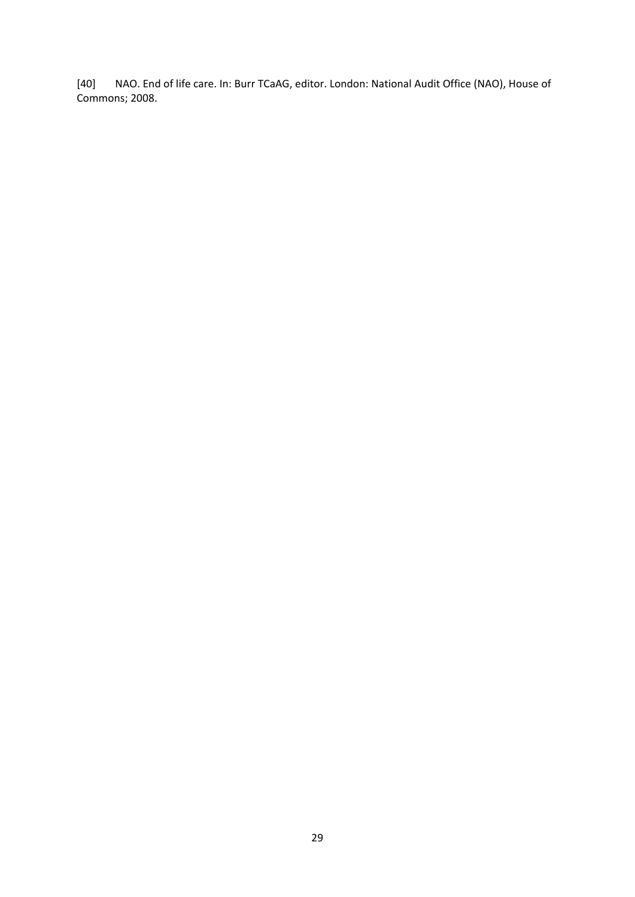[40] NAO. End of life care. In: Burr TCaAG, editor. London: National Audit Office (NAO), House of Commons; 2008.